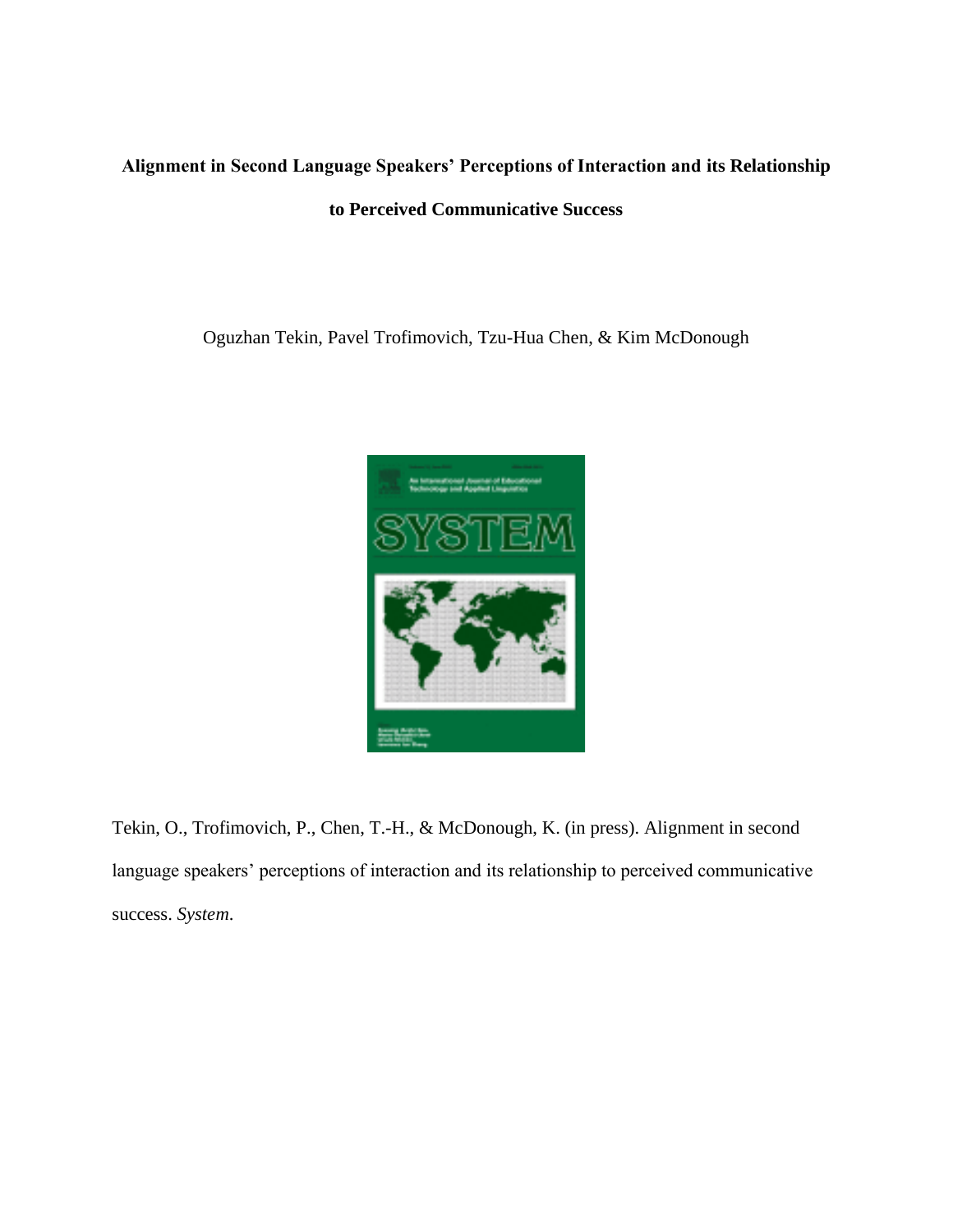# Alignment in Second Language Speakers' Perceptions of Interaction and its Relationship to Perceived Communicative Success

Oguzhan Tekin, Pavel Trofimovich, Tzu-Hua Chen, & Kim McDonough

Tekin, O., Trofimovich, P., Chen, T.-H., & McDonough, K. (in press). Alignment in second language speakers' perceptions of interaction and its relationship to perceived communicative success. *System*.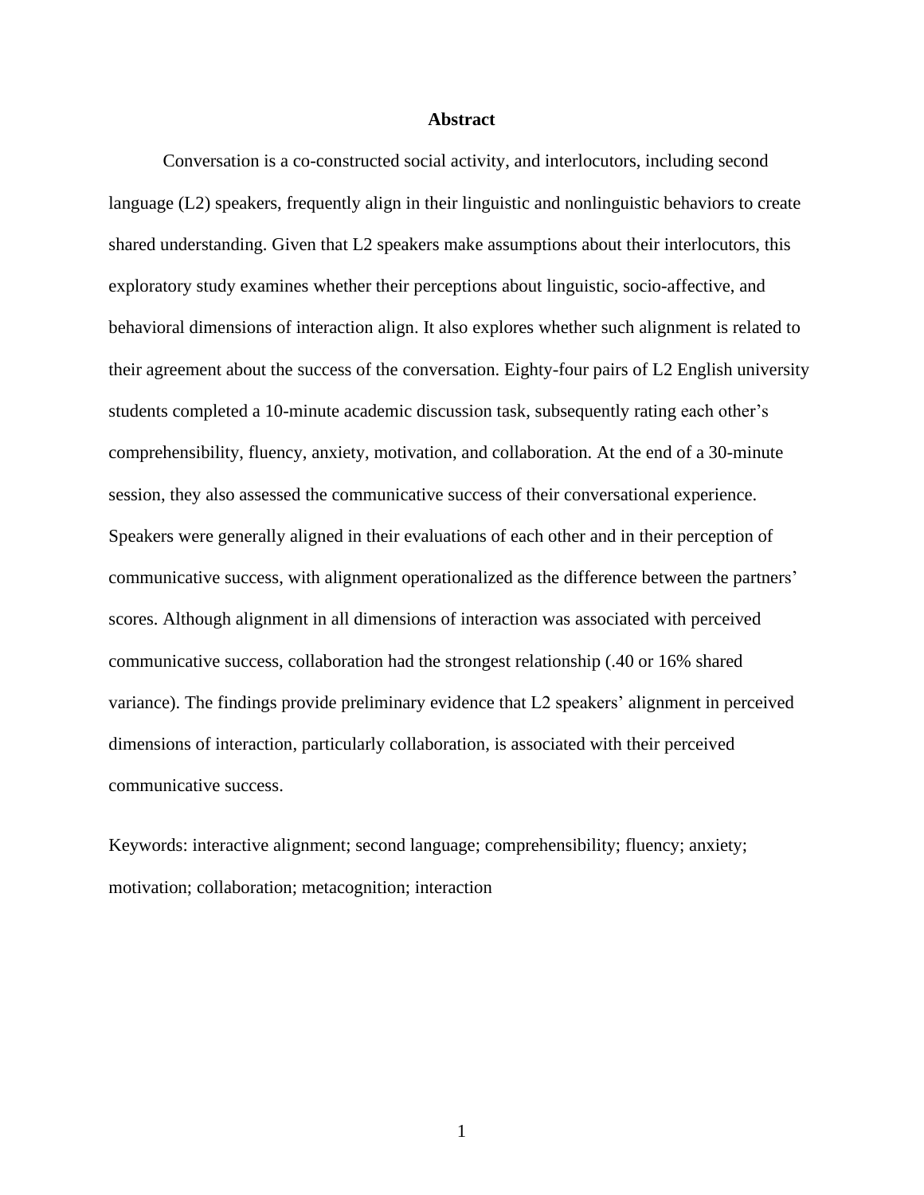## Abstract

Conversation is a co-constructed social activity, and interlocutors, including second language (L2) speakers, frequently align in their linguistic and nonlinguistic behaviors to create shared understanding. Given that L2 speakers make assumptions about their interlocutors, this exploratory study examines whether their perceptions about linguistic, socio-affective, and behavioral dimensions of interaction align. It also explores whether such alignment is related to their agreement about the success of the conversation. Eighty-four pairs of L2 English university students completed a 10-minute academic discussion task, subsequently rating each other's comprehensibility, fluency, anxiety, motivation, and collaboration. At the end of a 30-minute session, they also assessed the communicative success of their conversational experience. Speakers were generally aligned in their evaluations of each other and in their perception of communicative success, with alignment operationalized as the difference between the partners' scores. Although alignment in all dimensions of interaction was associated with perceived communicative success, collaboration had the strongest relationship (.40 or 16% shared variance). The findings provide preliminary evidence that L2 speakers' alignment in perceived dimensions of interaction, particularly collaboration, is associated with their perceived communicative success.

Keywords: interactive alignment; second language; comprehensibility; fluency; anxiety; motivation; collaboration; metacognition; interaction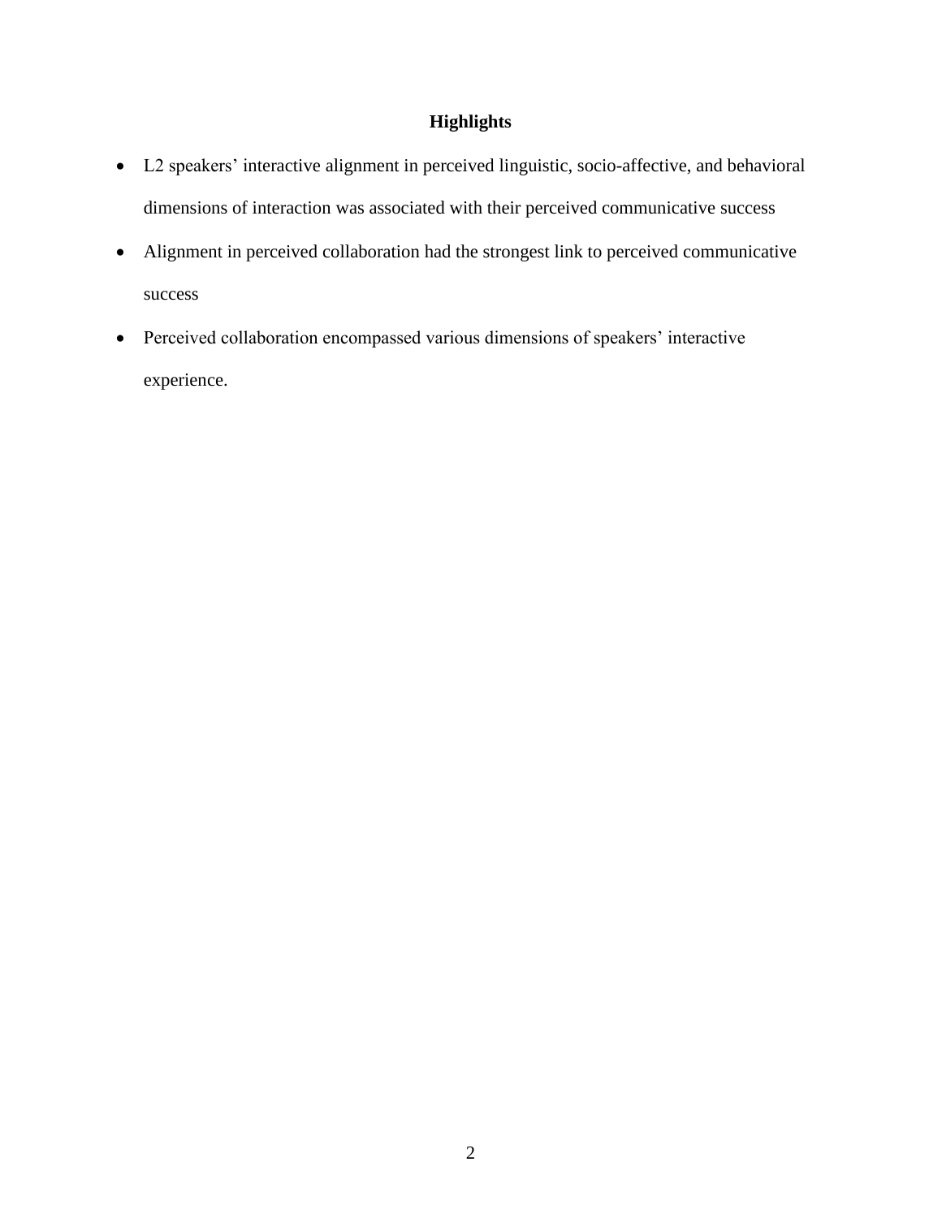## Highlights

- L2 speakers' interactive alignment in perceived linguistic, socio-affective, and behavioral dimensions of interaction was associated with their perceived communicative success
- Alignment in perceived collaboration had the strongest link to perceived communicative success
- Perceived collaboration encompassed various dimensions of speakers' interactive experience.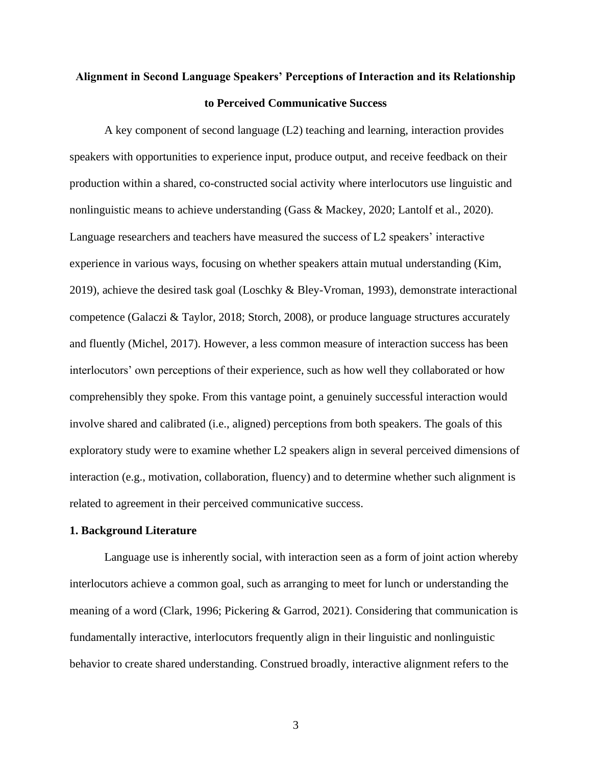# Alignment in Second Language Speakers' Perceptions of Interaction and its Relationship to Perceived Communicative Success

A key component of second language (L2) teaching and learning, interaction provides speakers with opportunities to experience input, produce output, and receive feedback on their production within a shared, co-constructed social activity where interlocutors use linguistic and nonlinguistic means to achieve understanding (Gass & Mackey, 2020; Lantolf et al., 2020). Language researchers and teachers have measured the success of L2 speakers' interactive experience in various ways, focusing on whether speakers attain mutual understanding (Kim, 2019), achieve the desired task goal (Loschky & Bley-Vroman, 1993), demonstrate interactional competence (Galaczi & Taylor, 2018; Storch, 2008), or produce language structures accurately and fluently (Michel, 2017). However, a less common measure of interaction success has been interlocutors' own perceptions of their experience, such as how well they collaborated or how comprehensibly they spoke. From this vantage point, a genuinely successful interaction would involve shared and calibrated (i.e., aligned) perceptions from both speakers. The goals of this exploratory study were to examine whether L2 speakers align in several perceived dimensions of interaction (e.g., motivation, collaboration, fluency) and to determine whether such alignment is related to agreement in their perceived communicative success.

## 1. Background Literature

Language use is inherently social, with interaction seen as a form of joint action whereby interlocutors achieve a common goal, such as arranging to meet for lunch or understanding the meaning of a word (Clark, 1996; Pickering & Garrod, 2021). Considering that communication is fundamentally interactive, interlocutors frequently align in their linguistic and nonlinguistic behavior to create shared understanding. Construed broadly, interactive alignment refers to the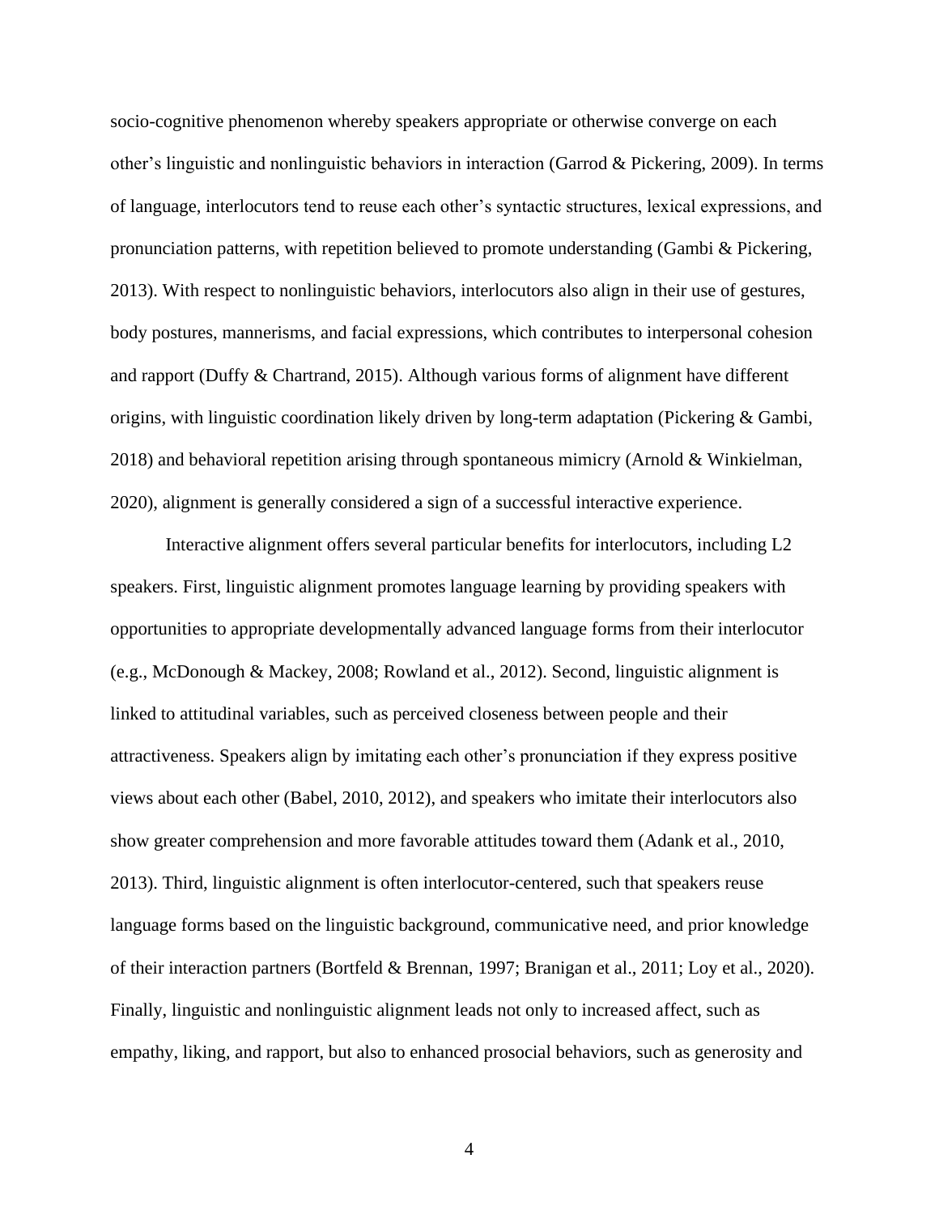socio-cognitive phenomenon whereby speakers appropriate or otherwise converge on each other's linguistic and nonlinguistic behaviors in interaction (Garrod & Pickering, 2009). In terms of language, interlocutors tend to reuse each other's syntactic structures, lexical expressions, and pronunciation patterns, with repetition believed to promote understanding (Gambi & Pickering, 2013). With respect to nonlinguistic behaviors, interlocutors also align in their use of gestures, body postures, mannerisms, and facial expressions, which contributes to interpersonal cohesion and rapport (Duffy & Chartrand, 2015). Although various forms of alignment have different origins, with linguistic coordination likely driven by long-term adaptation (Pickering & Gambi, 2018) and behavioral repetition arising through spontaneous mimicry (Arnold & Winkielman, 2020), alignment is generally considered a sign of a successful interactive experience.

Interactive alignment offers several particular benefits for interlocutors, including L2 speakers. First, linguistic alignment promotes language learning by providing speakers with opportunities to appropriate developmentally advanced language forms from their interlocutor (e.g., McDonough & Mackey, 2008; Rowland et al., 2012). Second, linguistic alignment is linked to attitudinal variables, such as perceived closeness between people and their attractiveness. Speakers align by imitating each other's pronunciation if they express positive views about each other (Babel, 2010, 2012), and speakers who imitate their interlocutors also show greater comprehension and more favorable attitudes toward them (Adank et al., 2010, 2013). Third, linguistic alignment is often interlocutor-centered, such that speakers reuse language forms based on the linguistic background, communicative need, and prior knowledge of their interaction partners (Bortfeld & Brennan, 1997; Branigan et al., 2011; Loy et al., 2020). Finally, linguistic and nonlinguistic alignment leads not only to increased affect, such as empathy, liking, and rapport, but also to enhanced prosocial behaviors, such as generosity and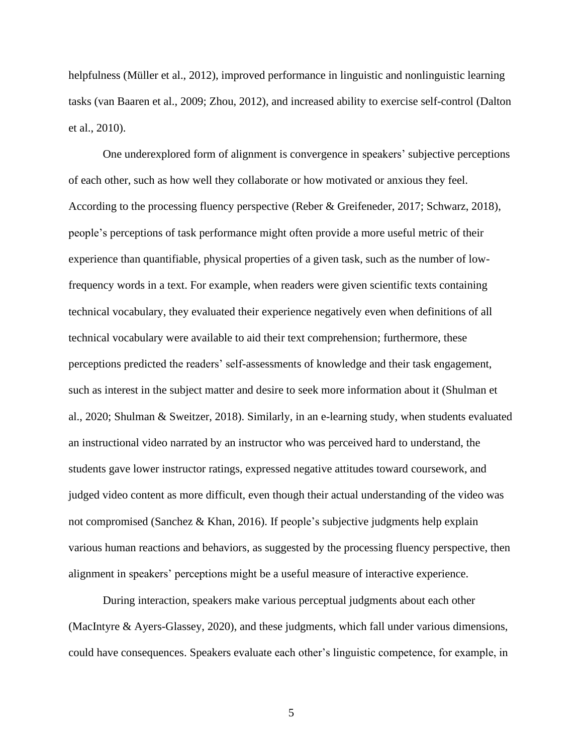helpfulness (Müller et al., 2012), improved performance in linguistic and nonlinguistic learning tasks (van Baaren et al., 2009; Zhou, 2012), and increased ability to exercise self-control (Dalton et al., 2010).

One underexplored form of alignment is convergence in speakers' subjective perceptions of each other, such as how well they collaborate or how motivated or anxious they feel. According to the processing fluency perspective (Reber & Greifeneder, 2017; Schwarz, 2018), people's perceptions of task performance might often provide a more useful metric of their experience than quantifiable, physical properties of a given task, such as the number of low-frequency words in a text. For example, when readers were given scientific texts containing technical vocabulary, they evaluated their experience negatively even when definitions of all technical vocabulary were available to aid their text comprehension; furthermore, these perceptions predicted the readers' self-assessments of knowledge and their task engagement, such as interest in the subject matter and desire to seek more information about it (Shulman et al., 2020; Shulman & Sweitzer, 2018). Similarly, in an e-learning study, when students evaluated an instructional video narrated by an instructor who was perceived hard to understand, the students gave lower instructor ratings, expressed negative attitudes toward coursework, and judged video content as more difficult, even though their actual understanding of the video was not compromised (Sanchez & Khan, 2016). If people's subjective judgments help explain various human reactions and behaviors, as suggested by the processing fluency perspective, then alignment in speakers' perceptions might be a useful measure of interactive experience.

During interaction, speakers make various perceptual judgments about each other (MacIntyre & Ayers-Glassey, 2020), and these judgments, which fall under various dimensions, could have consequences. Speakers evaluate each other's linguistic competence, for example, in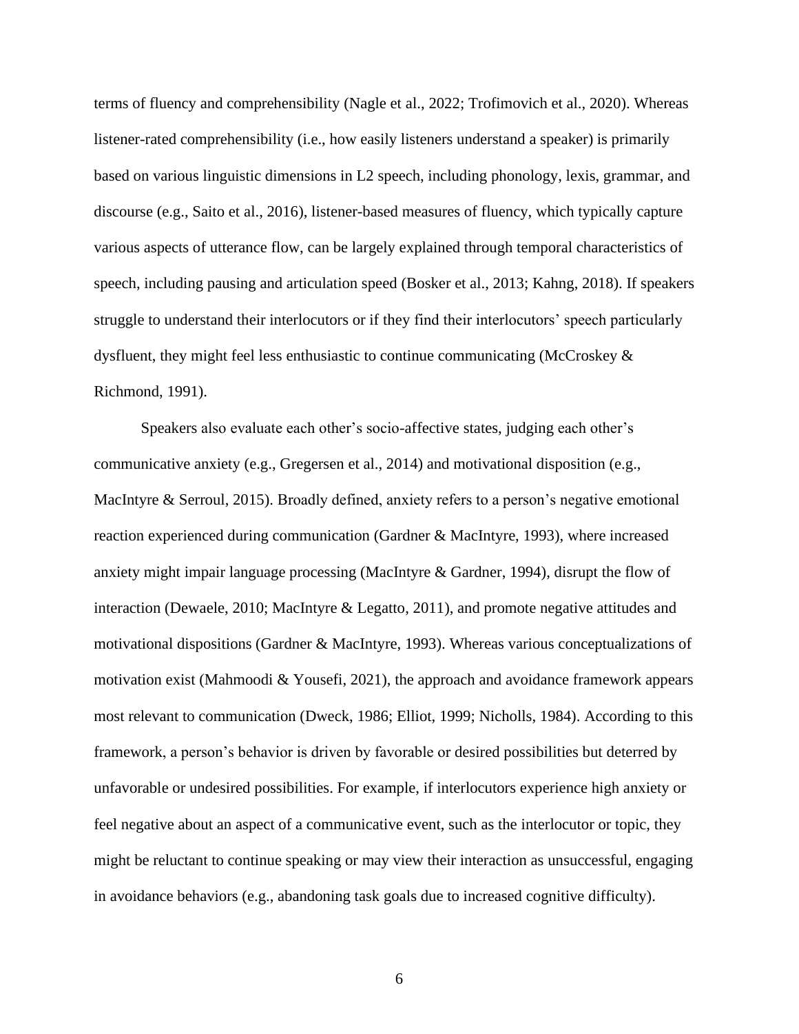terms of fluency and comprehensibility (Nagle et al., 2022; Trofimovich et al., 2020). Whereas listener-rated comprehensibility (i.e., how easily listeners understand a speaker) is primarily based on various linguistic dimensions in L2 speech, including phonology, lexis, grammar, and discourse (e.g., Saito et al., 2016), listener-based measures of fluency, which typically capture various aspects of utterance flow, can be largely explained through temporal characteristics of speech, including pausing and articulation speed (Bosker et al., 2013; Kahng, 2018). If speakers struggle to understand their interlocutors or if they find their interlocutors' speech particularly dysfluent, they might feel less enthusiastic to continue communicating (McCroskey & Richmond, 1991).

Speakers also evaluate each other's socio-affective states, judging each other's communicative anxiety (e.g., Gregersen et al., 2014) and motivational disposition (e.g., MacIntyre & Serroul, 2015). Broadly defined, anxiety refers to a person's negative emotional reaction experienced during communication (Gardner & MacIntyre, 1993), where increased anxiety might impair language processing (MacIntyre & Gardner, 1994), disrupt the flow of interaction (Dewaele, 2010; MacIntyre & Legatto, 2011), and promote negative attitudes and motivational dispositions (Gardner & MacIntyre, 1993). Whereas various conceptualizations of motivation exist (Mahmoodi & Yousefi, 2021), the approach and avoidance framework appears most relevant to communication (Dweck, 1986; Elliot, 1999; Nicholls, 1984). According to this framework, a person's behavior is driven by favorable or desired possibilities but deterred by unfavorable or undesired possibilities. For example, if interlocutors experience high anxiety or feel negative about an aspect of a communicative event, such as the interlocutor or topic, they might be reluctant to continue speaking or may view their interaction as unsuccessful, engaging in avoidance behaviors (e.g., abandoning task goals due to increased cognitive difficulty).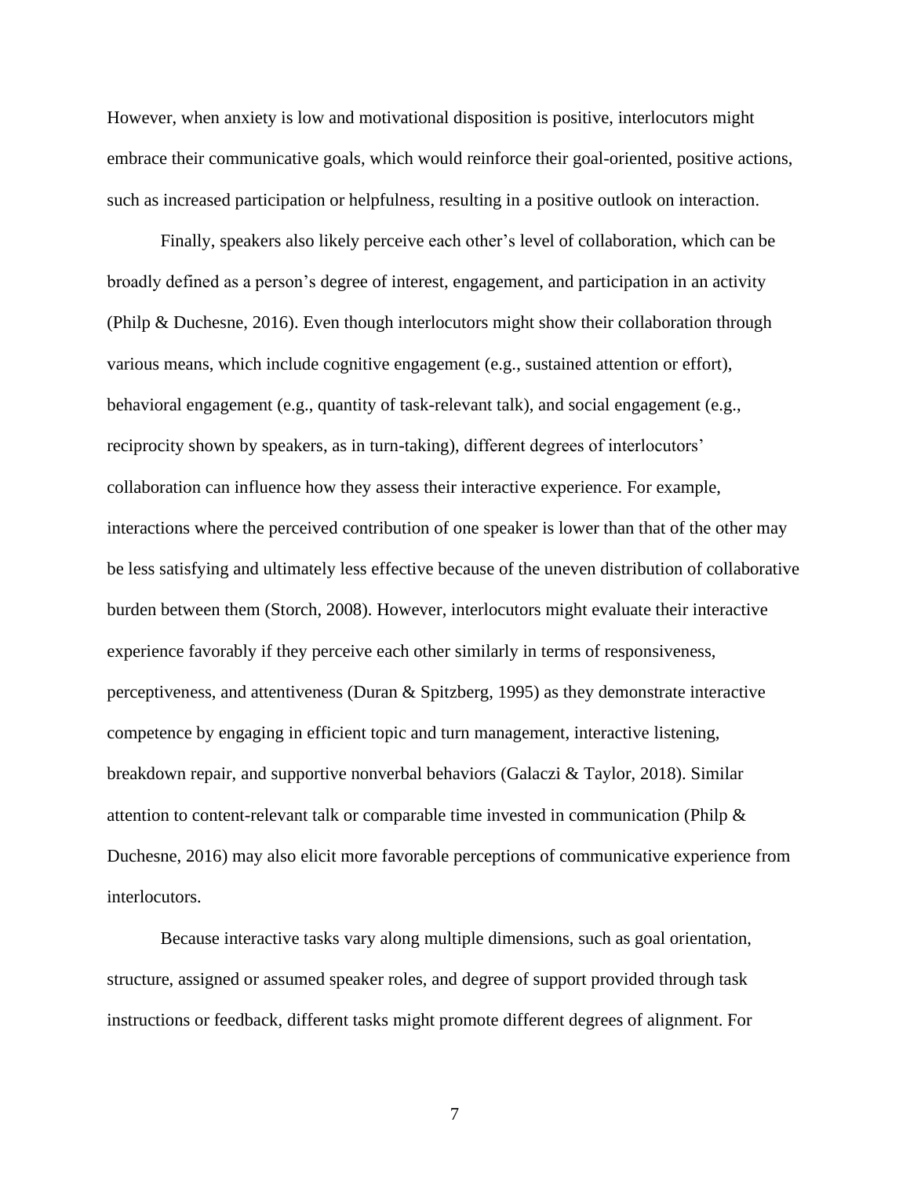However, when anxiety is low and motivational disposition is positive, interlocutors might embrace their communicative goals, which would reinforce their goal-oriented, positive actions, such as increased participation or helpfulness, resulting in a positive outlook on interaction.

Finally, speakers also likely perceive each other's level of collaboration, which can be broadly defined as a person's degree of interest, engagement, and participation in an activity (Philp & Duchesne, 2016). Even though interlocutors might show their collaboration through various means, which include cognitive engagement (e.g., sustained attention or effort), behavioral engagement (e.g., quantity of task-relevant talk), and social engagement (e.g., reciprocity shown by speakers, as in turn-taking), different degrees of interlocutors' collaboration can influence how they assess their interactive experience. For example, interactions where the perceived contribution of one speaker is lower than that of the other may be less satisfying and ultimately less effective because of the uneven distribution of collaborative burden between them (Storch, 2008). However, interlocutors might evaluate their interactive experience favorably if they perceive each other similarly in terms of responsiveness, perceptiveness, and attentiveness (Duran & Spitzberg, 1995) as they demonstrate interactive competence by engaging in efficient topic and turn management, interactive listening, breakdown repair, and supportive nonverbal behaviors (Galaczi & Taylor, 2018). Similar attention to content-relevant talk or comparable time invested in communication (Philp & Duchesne, 2016) may also elicit more favorable perceptions of communicative experience from interlocutors.

Because interactive tasks vary along multiple dimensions, such as goal orientation, structure, assigned or assumed speaker roles, and degree of support provided through task instructions or feedback, different tasks might promote different degrees of alignment. For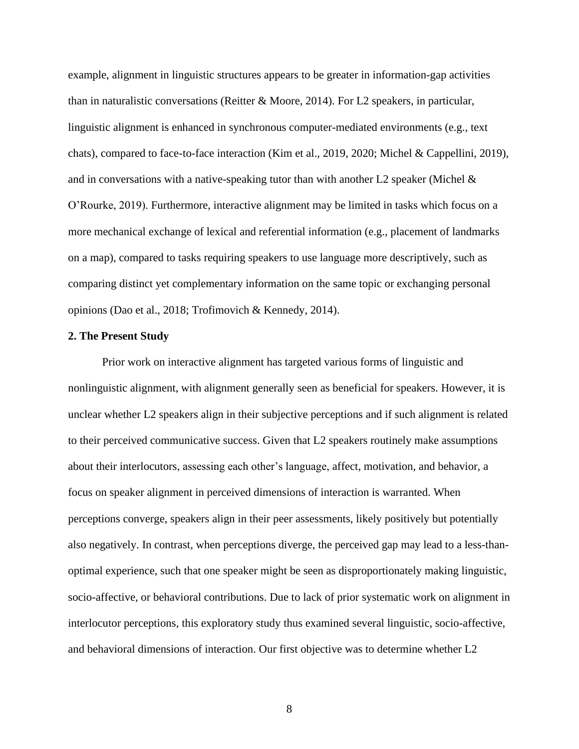example, alignment in linguistic structures appears to be greater in information-gap activities than in naturalistic conversations (Reitter & Moore, 2014). For L2 speakers, in particular, linguistic alignment is enhanced in synchronous computer-mediated environments (e.g., text chats), compared to face-to-face interaction (Kim et al., 2019, 2020; Michel & Cappellini, 2019), and in conversations with a native-speaking tutor than with another L2 speaker (Michel & O'Rourke, 2019). Furthermore, interactive alignment may be limited in tasks which focus on a more mechanical exchange of lexical and referential information (e.g., placement of landmarks on a map), compared to tasks requiring speakers to use language more descriptively, such as comparing distinct yet complementary information on the same topic or exchanging personal opinions (Dao et al., 2018; Trofimovich & Kennedy, 2014).

## 2. The Present Study

Prior work on interactive alignment has targeted various forms of linguistic and nonlinguistic alignment, with alignment generally seen as beneficial for speakers. However, it is unclear whether L2 speakers align in their subjective perceptions and if such alignment is related to their perceived communicative success. Given that L2 speakers routinely make assumptions about their interlocutors, assessing each other's language, affect, motivation, and behavior, a focus on speaker alignment in perceived dimensions of interaction is warranted. When perceptions converge, speakers align in their peer assessments, likely positively but potentially also negatively. In contrast, when perceptions diverge, the perceived gap may lead to a less-than-optimal experience, such that one speaker might be seen as disproportionately making linguistic, socio-affective, or behavioral contributions. Due to lack of prior systematic work on alignment in interlocutor perceptions, this exploratory study thus examined several linguistic, socio-affective, and behavioral dimensions of interaction. Our first objective was to determine whether L2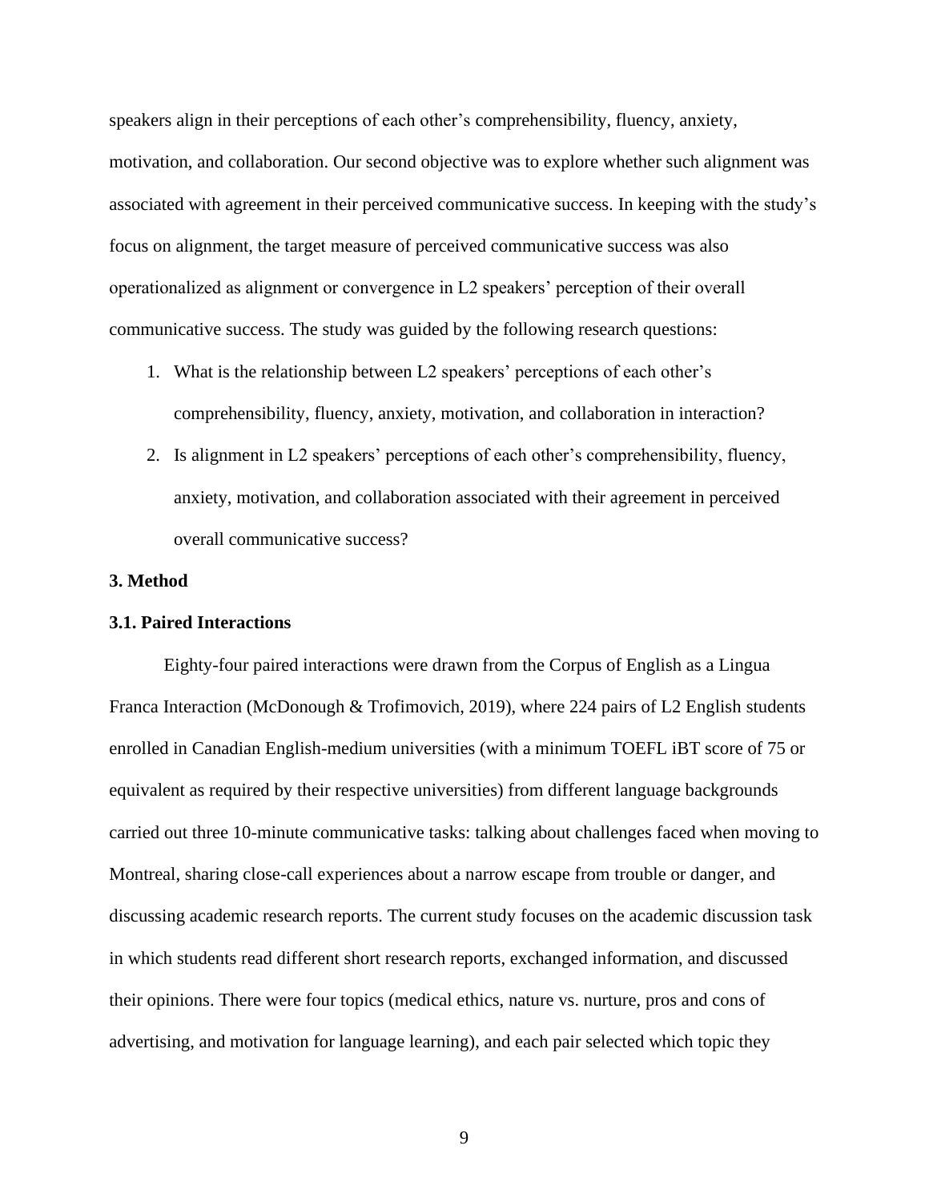speakers align in their perceptions of each other's comprehensibility, fluency, anxiety, motivation, and collaboration. Our second objective was to explore whether such alignment was associated with agreement in their perceived communicative success. In keeping with the study's focus on alignment, the target measure of perceived communicative success was also operationalized as alignment or convergence in L2 speakers' perception of their overall communicative success. The study was guided by the following research questions:

1. What is the relationship between L2 speakers' perceptions of each other's comprehensibility, fluency, anxiety, motivation, and collaboration in interaction?
2. Is alignment in L2 speakers' perceptions of each other's comprehensibility, fluency, anxiety, motivation, and collaboration associated with their agreement in perceived overall communicative success?

## 3. Method

### 3.1. Paired Interactions

Eighty-four paired interactions were drawn from the Corpus of English as a Lingua Franca Interaction (McDonough & Trofimovich, 2019), where 224 pairs of L2 English students enrolled in Canadian English-medium universities (with a minimum TOEFL iBT score of 75 or equivalent as required by their respective universities) from different language backgrounds carried out three 10-minute communicative tasks: talking about challenges faced when moving to Montreal, sharing close-call experiences about a narrow escape from trouble or danger, and discussing academic research reports. The current study focuses on the academic discussion task in which students read different short research reports, exchanged information, and discussed their opinions. There were four topics (medical ethics, nature vs. nurture, pros and cons of advertising, and motivation for language learning), and each pair selected which topic they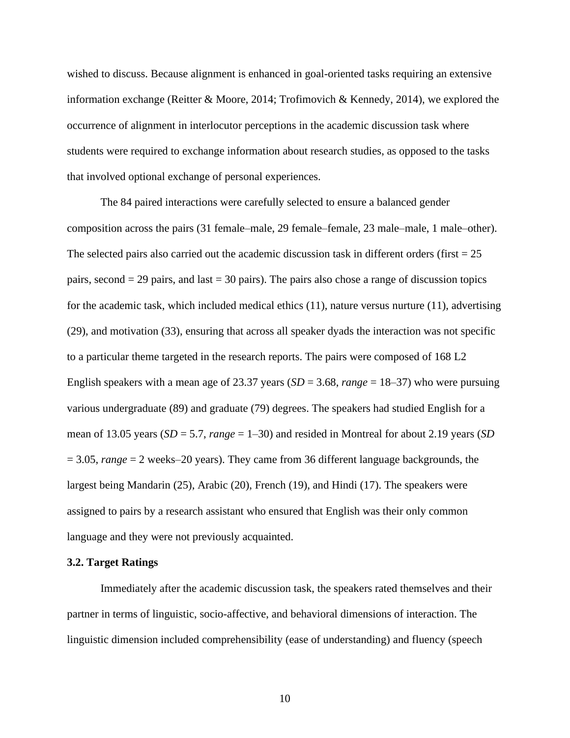wished to discuss. Because alignment is enhanced in goal-oriented tasks requiring an extensive information exchange (Reitter & Moore, 2014; Trofimovich & Kennedy, 2014), we explored the occurrence of alignment in interlocutor perceptions in the academic discussion task where students were required to exchange information about research studies, as opposed to the tasks that involved optional exchange of personal experiences.

The 84 paired interactions were carefully selected to ensure a balanced gender composition across the pairs (31 female–male, 29 female–female, 23 male–male, 1 male–other). The selected pairs also carried out the academic discussion task in different orders (first = 25 pairs, second = 29 pairs, and last = 30 pairs). The pairs also chose a range of discussion topics for the academic task, which included medical ethics (11), nature versus nurture (11), advertising (29), and motivation (33), ensuring that across all speaker dyads the interaction was not specific to a particular theme targeted in the research reports. The pairs were composed of 168 L2 English speakers with a mean age of 23.37 years (*SD* = 3.68, *range* = 18–37) who were pursuing various undergraduate (89) and graduate (79) degrees. The speakers had studied English for a mean of 13.05 years (*SD* = 5.7, *range* = 1–30) and resided in Montreal for about 2.19 years (*SD* = 3.05, *range* = 2 weeks–20 years). They came from 36 different language backgrounds, the largest being Mandarin (25), Arabic (20), French (19), and Hindi (17). The speakers were assigned to pairs by a research assistant who ensured that English was their only common language and they were not previously acquainted.

### 3.2. Target Ratings

Immediately after the academic discussion task, the speakers rated themselves and their partner in terms of linguistic, socio-affective, and behavioral dimensions of interaction. The linguistic dimension included comprehensibility (ease of understanding) and fluency (speech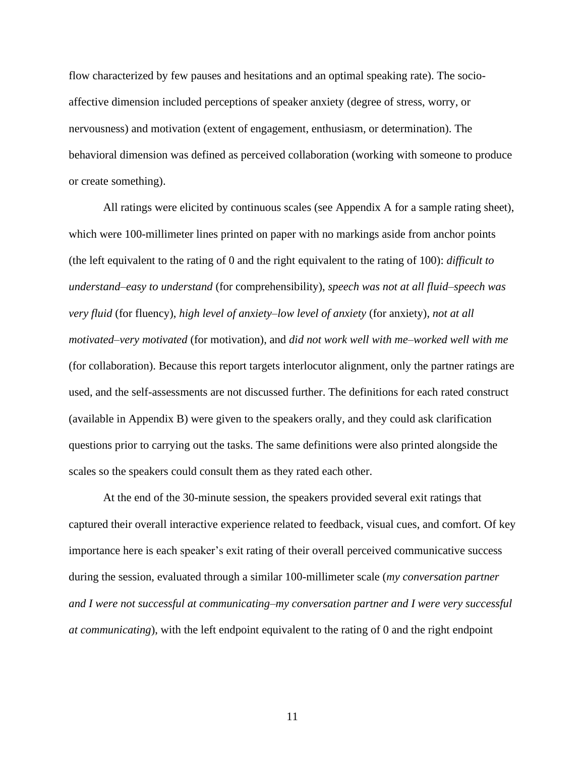flow characterized by few pauses and hesitations and an optimal speaking rate). The socio-affective dimension included perceptions of speaker anxiety (degree of stress, worry, or nervousness) and motivation (extent of engagement, enthusiasm, or determination). The behavioral dimension was defined as perceived collaboration (working with someone to produce or create something).

All ratings were elicited by continuous scales (see Appendix A for a sample rating sheet), which were 100-millimeter lines printed on paper with no markings aside from anchor points (the left equivalent to the rating of 0 and the right equivalent to the rating of 100): *difficult to understand–easy to understand* (for comprehensibility), *speech was not at all fluid–speech was very fluid* (for fluency), *high level of anxiety–low level of anxiety* (for anxiety), *not at all motivated–very motivated* (for motivation), and *did not work well with me–worked well with me* (for collaboration). Because this report targets interlocutor alignment, only the partner ratings are used, and the self-assessments are not discussed further. The definitions for each rated construct (available in Appendix B) were given to the speakers orally, and they could ask clarification questions prior to carrying out the tasks. The same definitions were also printed alongside the scales so the speakers could consult them as they rated each other.

At the end of the 30-minute session, the speakers provided several exit ratings that captured their overall interactive experience related to feedback, visual cues, and comfort. Of key importance here is each speaker's exit rating of their overall perceived communicative success during the session, evaluated through a similar 100-millimeter scale (*my conversation partner and I were not successful at communicating–my conversation partner and I were very successful at communicating*), with the left endpoint equivalent to the rating of 0 and the right endpoint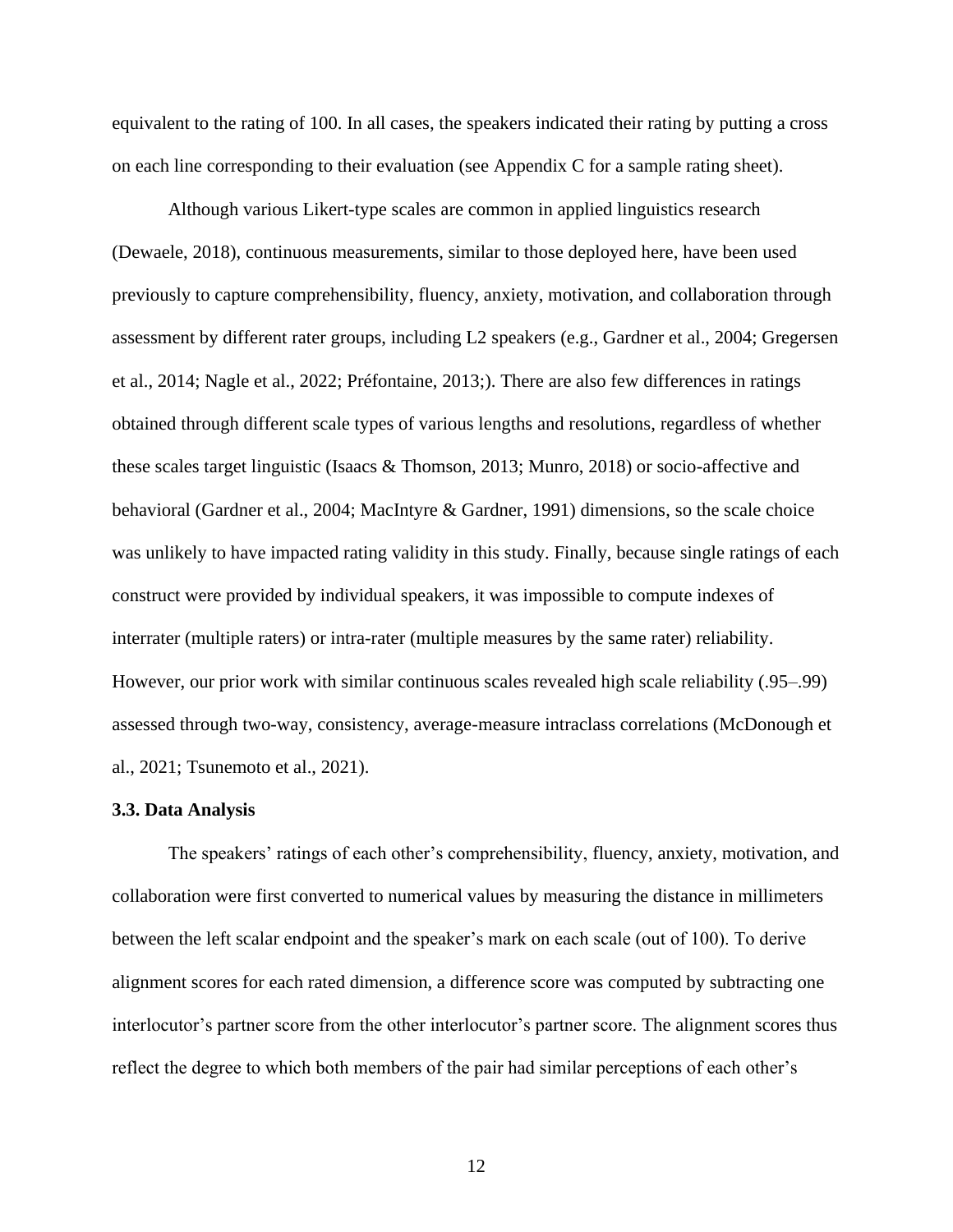equivalent to the rating of 100. In all cases, the speakers indicated their rating by putting a cross on each line corresponding to their evaluation (see Appendix C for a sample rating sheet).

Although various Likert-type scales are common in applied linguistics research (Dewaele, 2018), continuous measurements, similar to those deployed here, have been used previously to capture comprehensibility, fluency, anxiety, motivation, and collaboration through assessment by different rater groups, including L2 speakers (e.g., Gardner et al., 2004; Gregersen et al., 2014; Nagle et al., 2022; Préfontaine, 2013;). There are also few differences in ratings obtained through different scale types of various lengths and resolutions, regardless of whether these scales target linguistic (Isaacs & Thomson, 2013; Munro, 2018) or socio-affective and behavioral (Gardner et al., 2004; MacIntyre & Gardner, 1991) dimensions, so the scale choice was unlikely to have impacted rating validity in this study. Finally, because single ratings of each construct were provided by individual speakers, it was impossible to compute indexes of interrater (multiple raters) or intra-rater (multiple measures by the same rater) reliability. However, our prior work with similar continuous scales revealed high scale reliability (.95–.99) assessed through two-way, consistency, average-measure intraclass correlations (McDonough et al., 2021; Tsunemoto et al., 2021).

### 3.3. Data Analysis

The speakers' ratings of each other's comprehensibility, fluency, anxiety, motivation, and collaboration were first converted to numerical values by measuring the distance in millimeters between the left scalar endpoint and the speaker's mark on each scale (out of 100). To derive alignment scores for each rated dimension, a difference score was computed by subtracting one interlocutor's partner score from the other interlocutor's partner score. The alignment scores thus reflect the degree to which both members of the pair had similar perceptions of each other's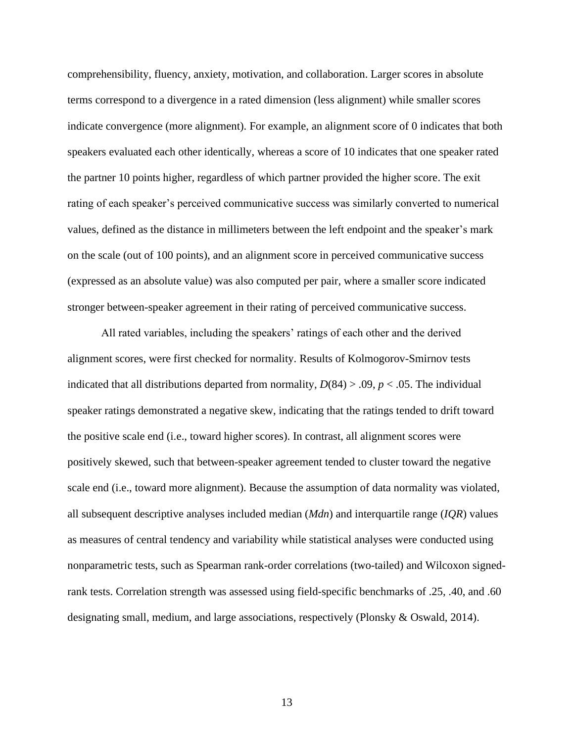comprehensibility, fluency, anxiety, motivation, and collaboration. Larger scores in absolute terms correspond to a divergence in a rated dimension (less alignment) while smaller scores indicate convergence (more alignment). For example, an alignment score of 0 indicates that both speakers evaluated each other identically, whereas a score of 10 indicates that one speaker rated the partner 10 points higher, regardless of which partner provided the higher score. The exit rating of each speaker's perceived communicative success was similarly converted to numerical values, defined as the distance in millimeters between the left endpoint and the speaker's mark on the scale (out of 100 points), and an alignment score in perceived communicative success (expressed as an absolute value) was also computed per pair, where a smaller score indicated stronger between-speaker agreement in their rating of perceived communicative success.

All rated variables, including the speakers' ratings of each other and the derived alignment scores, were first checked for normality. Results of Kolmogorov-Smirnov tests indicated that all distributions departed from normality, $D(84) > .09$, $p < .05$. The individual speaker ratings demonstrated a negative skew, indicating that the ratings tended to drift toward the positive scale end (i.e., toward higher scores). In contrast, all alignment scores were positively skewed, such that between-speaker agreement tended to cluster toward the negative scale end (i.e., toward more alignment). Because the assumption of data normality was violated, all subsequent descriptive analyses included median (*Mdn*) and interquartile range (*IQR*) values as measures of central tendency and variability while statistical analyses were conducted using nonparametric tests, such as Spearman rank-order correlations (two-tailed) and Wilcoxon signed-rank tests. Correlation strength was assessed using field-specific benchmarks of .25, .40, and .60 designating small, medium, and large associations, respectively (Plonsky & Oswald, 2014).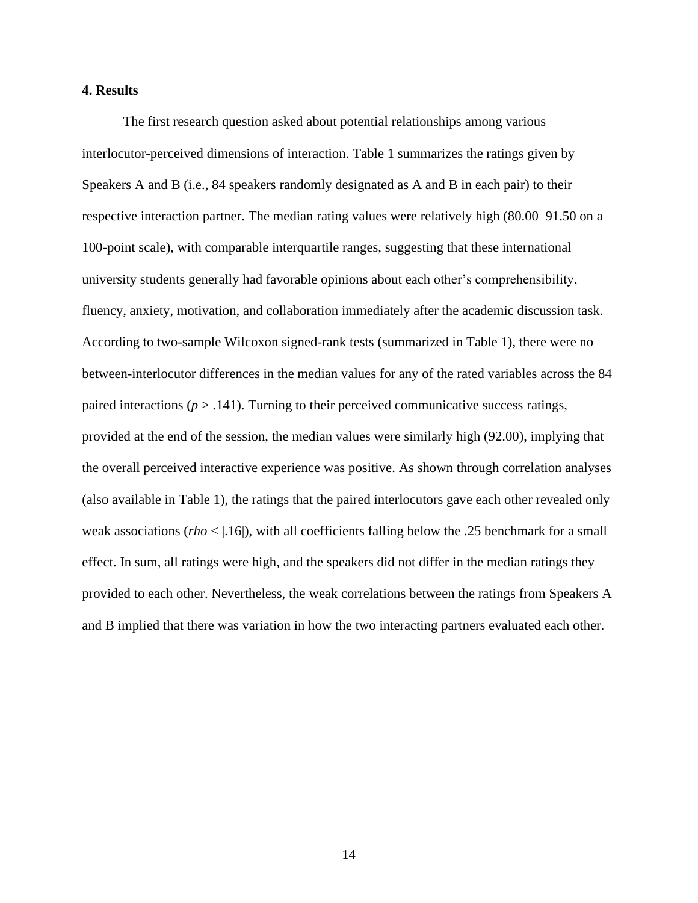## 4. Results

The first research question asked about potential relationships among various interlocutor-perceived dimensions of interaction. Table 1 summarizes the ratings given by Speakers A and B (i.e., 84 speakers randomly designated as A and B in each pair) to their respective interaction partner. The median rating values were relatively high (80.00–91.50 on a 100-point scale), with comparable interquartile ranges, suggesting that these international university students generally had favorable opinions about each other's comprehensibility, fluency, anxiety, motivation, and collaboration immediately after the academic discussion task. According to two-sample Wilcoxon signed-rank tests (summarized in Table 1), there were no between-interlocutor differences in the median values for any of the rated variables across the 84 paired interactions ($p > .141$). Turning to their perceived communicative success ratings, provided at the end of the session, the median values were similarly high (92.00), implying that the overall perceived interactive experience was positive. As shown through correlation analyses (also available in Table 1), the ratings that the paired interlocutors gave each other revealed only weak associations ($rho < |.16|$), with all coefficients falling below the .25 benchmark for a small effect. In sum, all ratings were high, and the speakers did not differ in the median ratings they provided to each other. Nevertheless, the weak correlations between the ratings from Speakers A and B implied that there was variation in how the two interacting partners evaluated each other.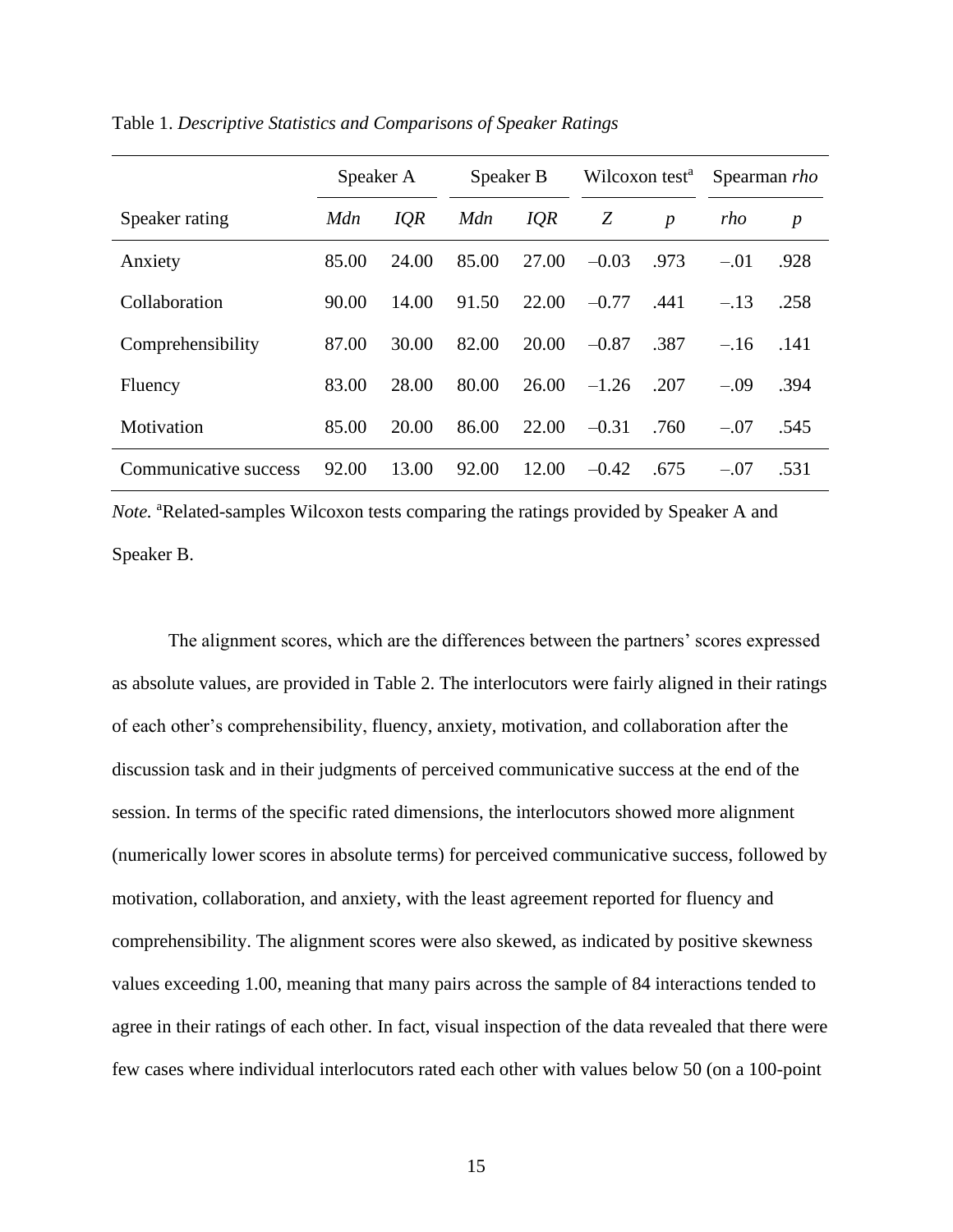Table 1. *Descriptive Statistics and Comparisons of Speaker Ratings*

| | Speaker A | | Speaker B | | Wilcoxon test[a] | | Spearman *rho* | |
|---|---|---|---|---|---|---|---|---|
| Speaker rating | *Mdn* | *IQR* | *Mdn* | *IQR* | *Z* | *p* | *rho* | *p* |
| Anxiety | 85.00 | 24.00 | 85.00 | 27.00 | –0.03 | .973 | –.01 | .928 |
| Collaboration | 90.00 | 14.00 | 91.50 | 22.00 | –0.77 | .441 | –.13 | .258 |
| Comprehensibility | 87.00 | 30.00 | 82.00 | 20.00 | –0.87 | .387 | –.16 | .141 |
| Fluency | 83.00 | 28.00 | 80.00 | 26.00 | –1.26 | .207 | –.09 | .394 |
| Motivation | 85.00 | 20.00 | 86.00 | 22.00 | –0.31 | .760 | –.07 | .545 |
| Communicative success | 92.00 | 13.00 | 92.00 | 12.00 | –0.42 | .675 | –.07 | .531 |

*Note.* [a]Related-samples Wilcoxon tests comparing the ratings provided by Speaker A and Speaker B.

The alignment scores, which are the differences between the partners' scores expressed as absolute values, are provided in Table 2. The interlocutors were fairly aligned in their ratings of each other's comprehensibility, fluency, anxiety, motivation, and collaboration after the discussion task and in their judgments of perceived communicative success at the end of the session. In terms of the specific rated dimensions, the interlocutors showed more alignment (numerically lower scores in absolute terms) for perceived communicative success, followed by motivation, collaboration, and anxiety, with the least agreement reported for fluency and comprehensibility. The alignment scores were also skewed, as indicated by positive skewness values exceeding 1.00, meaning that many pairs across the sample of 84 interactions tended to agree in their ratings of each other. In fact, visual inspection of the data revealed that there were few cases where individual interlocutors rated each other with values below 50 (on a 100-point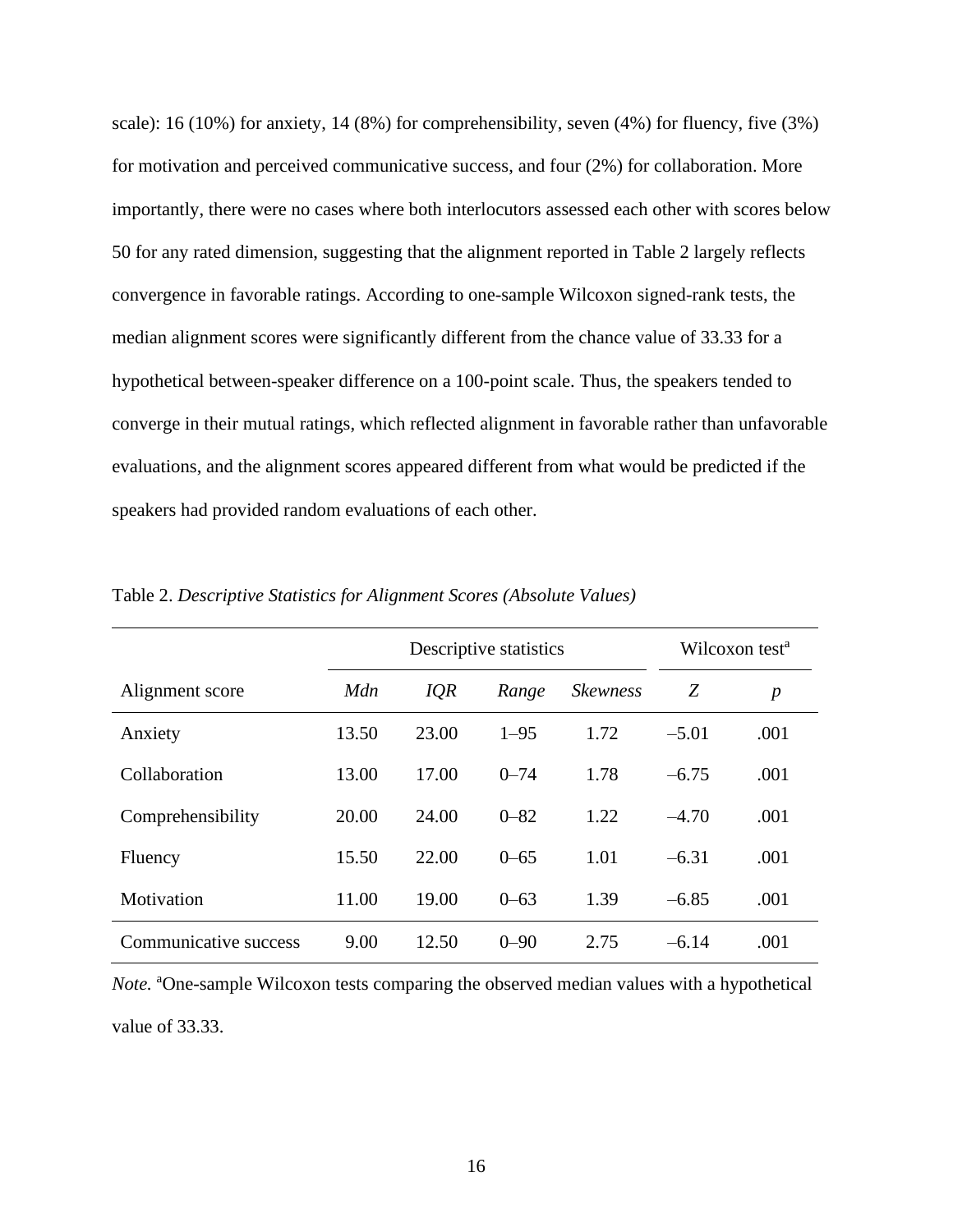scale): 16 (10%) for anxiety, 14 (8%) for comprehensibility, seven (4%) for fluency, five (3%) for motivation and perceived communicative success, and four (2%) for collaboration. More importantly, there were no cases where both interlocutors assessed each other with scores below 50 for any rated dimension, suggesting that the alignment reported in Table 2 largely reflects convergence in favorable ratings. According to one-sample Wilcoxon signed-rank tests, the median alignment scores were significantly different from the chance value of 33.33 for a hypothetical between-speaker difference on a 100-point scale. Thus, the speakers tended to converge in their mutual ratings, which reflected alignment in favorable rather than unfavorable evaluations, and the alignment scores appeared different from what would be predicted if the speakers had provided random evaluations of each other.

Table 2. *Descriptive Statistics for Alignment Scores (Absolute Values)*

| | Descriptive statistics | | | | Wilcoxon test[a] | |
|---|---|---|---|---|---|---|
| Alignment score | *Mdn* | *IQR* | *Range* | *Skewness* | *Z* | *p* |
| Anxiety | 13.50 | 23.00 | 1–95 | 1.72 | –5.01 | .001 |
| Collaboration | 13.00 | 17.00 | 0–74 | 1.78 | –6.75 | .001 |
| Comprehensibility | 20.00 | 24.00 | 0–82 | 1.22 | –4.70 | .001 |
| Fluency | 15.50 | 22.00 | 0–65 | 1.01 | –6.31 | .001 |
| Motivation | 11.00 | 19.00 | 0–63 | 1.39 | –6.85 | .001 |
| Communicative success | 9.00 | 12.50 | 0–90 | 2.75 | –6.14 | .001 |

*Note.* [a]One-sample Wilcoxon tests comparing the observed median values with a hypothetical value of 33.33.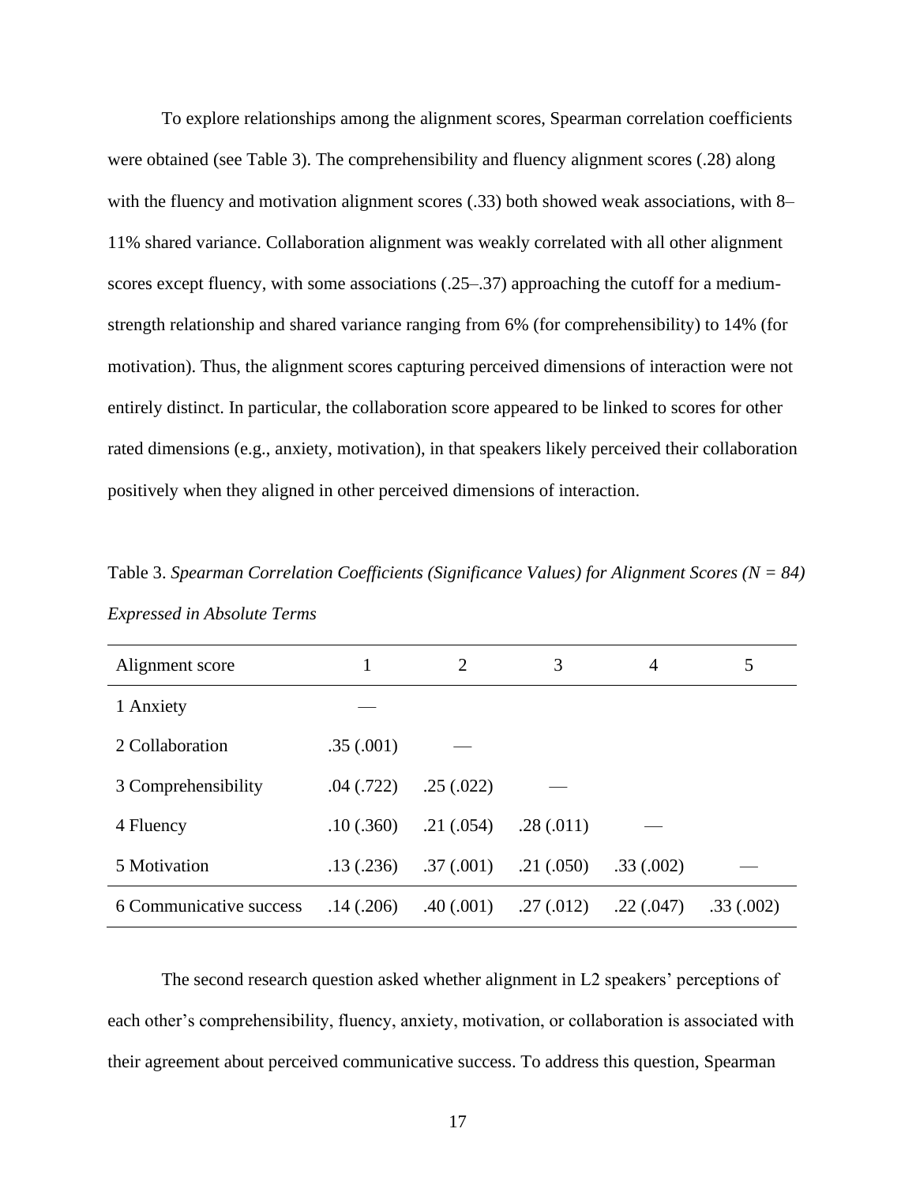To explore relationships among the alignment scores, Spearman correlation coefficients were obtained (see Table 3). The comprehensibility and fluency alignment scores (.28) along with the fluency and motivation alignment scores (.33) both showed weak associations, with 8–11% shared variance. Collaboration alignment was weakly correlated with all other alignment scores except fluency, with some associations (.25–.37) approaching the cutoff for a medium-strength relationship and shared variance ranging from 6% (for comprehensibility) to 14% (for motivation). Thus, the alignment scores capturing perceived dimensions of interaction were not entirely distinct. In particular, the collaboration score appeared to be linked to scores for other rated dimensions (e.g., anxiety, motivation), in that speakers likely perceived their collaboration positively when they aligned in other perceived dimensions of interaction.

Table 3. *Spearman Correlation Coefficients (Significance Values) for Alignment Scores (N = 84) Expressed in Absolute Terms*

| Alignment score | 1 | 2 | 3 | 4 | 5 |
|---|---|---|---|---|---|
| 1 Anxiety | — | | | | |
| 2 Collaboration | .35 (.001) | — | | | |
| 3 Comprehensibility | .04 (.722) | .25 (.022) | — | | |
| 4 Fluency | .10 (.360) | .21 (.054) | .28 (.011) | — | |
| 5 Motivation | .13 (.236) | .37 (.001) | .21 (.050) | .33 (.002) | — |
| 6 Communicative success | .14 (.206) | .40 (.001) | .27 (.012) | .22 (.047) | .33 (.002) |

The second research question asked whether alignment in L2 speakers' perceptions of each other's comprehensibility, fluency, anxiety, motivation, or collaboration is associated with their agreement about perceived communicative success. To address this question, Spearman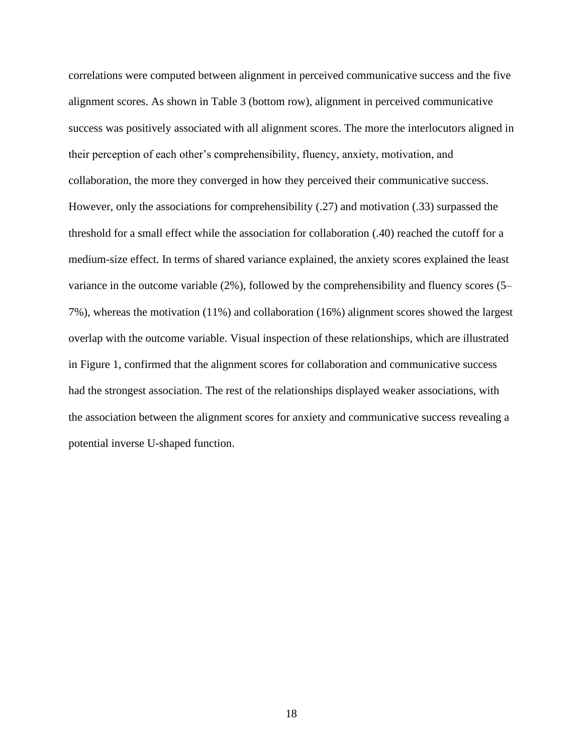correlations were computed between alignment in perceived communicative success and the five alignment scores. As shown in Table 3 (bottom row), alignment in perceived communicative success was positively associated with all alignment scores. The more the interlocutors aligned in their perception of each other's comprehensibility, fluency, anxiety, motivation, and collaboration, the more they converged in how they perceived their communicative success. However, only the associations for comprehensibility (.27) and motivation (.33) surpassed the threshold for a small effect while the association for collaboration (.40) reached the cutoff for a medium-size effect. In terms of shared variance explained, the anxiety scores explained the least variance in the outcome variable (2%), followed by the comprehensibility and fluency scores (5–7%), whereas the motivation (11%) and collaboration (16%) alignment scores showed the largest overlap with the outcome variable. Visual inspection of these relationships, which are illustrated in Figure 1, confirmed that the alignment scores for collaboration and communicative success had the strongest association. The rest of the relationships displayed weaker associations, with the association between the alignment scores for anxiety and communicative success revealing a potential inverse U-shaped function.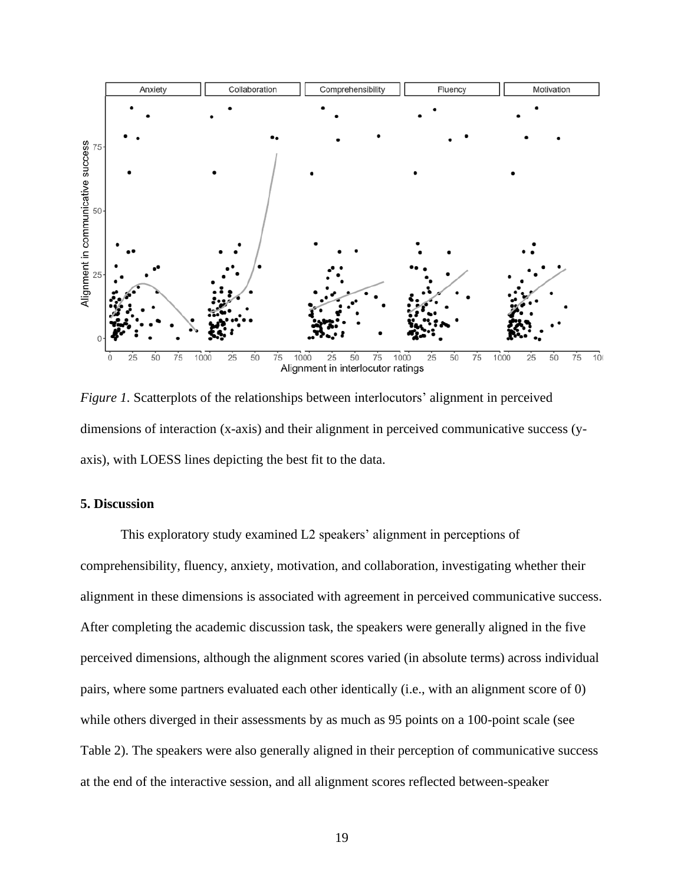*Figure 1.* Scatterplots of the relationships between interlocutors' alignment in perceived dimensions of interaction (x-axis) and their alignment in perceived communicative success (y-axis), with LOESS lines depicting the best fit to the data.

### 5. Discussion

This exploratory study examined L2 speakers' alignment in perceptions of comprehensibility, fluency, anxiety, motivation, and collaboration, investigating whether their alignment in these dimensions is associated with agreement in perceived communicative success. After completing the academic discussion task, the speakers were generally aligned in the five perceived dimensions, although the alignment scores varied (in absolute terms) across individual pairs, where some partners evaluated each other identically (i.e., with an alignment score of 0) while others diverged in their assessments by as much as 95 points on a 100-point scale (see Table 2). The speakers were also generally aligned in their perception of communicative success at the end of the interactive session, and all alignment scores reflected between-speaker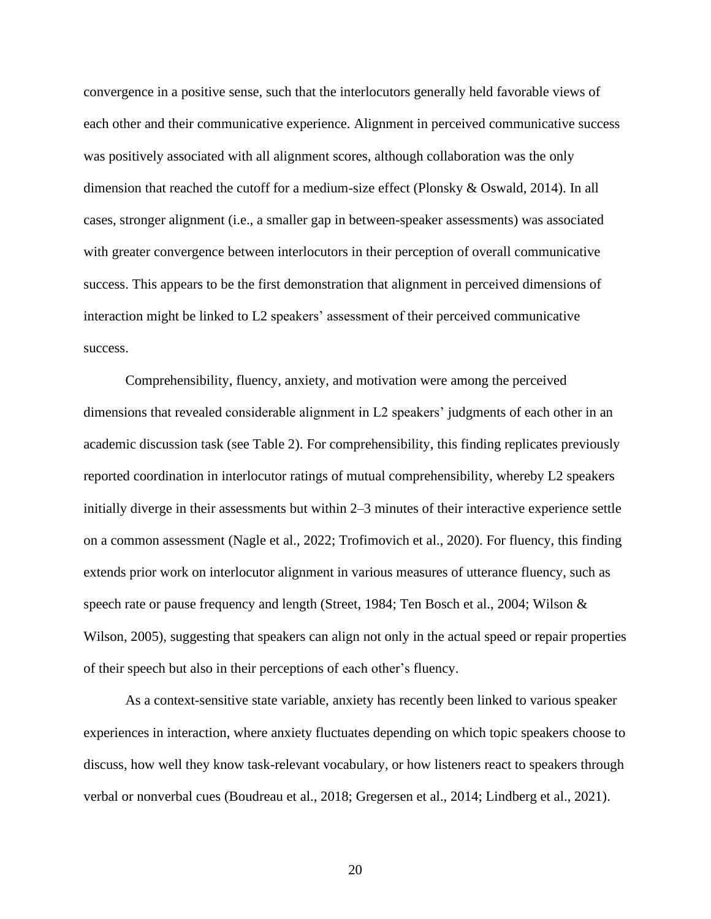convergence in a positive sense, such that the interlocutors generally held favorable views of each other and their communicative experience. Alignment in perceived communicative success was positively associated with all alignment scores, although collaboration was the only dimension that reached the cutoff for a medium-size effect (Plonsky & Oswald, 2014). In all cases, stronger alignment (i.e., a smaller gap in between-speaker assessments) was associated with greater convergence between interlocutors in their perception of overall communicative success. This appears to be the first demonstration that alignment in perceived dimensions of interaction might be linked to L2 speakers' assessment of their perceived communicative success.

Comprehensibility, fluency, anxiety, and motivation were among the perceived dimensions that revealed considerable alignment in L2 speakers' judgments of each other in an academic discussion task (see Table 2). For comprehensibility, this finding replicates previously reported coordination in interlocutor ratings of mutual comprehensibility, whereby L2 speakers initially diverge in their assessments but within 2–3 minutes of their interactive experience settle on a common assessment (Nagle et al., 2022; Trofimovich et al., 2020). For fluency, this finding extends prior work on interlocutor alignment in various measures of utterance fluency, such as speech rate or pause frequency and length (Street, 1984; Ten Bosch et al., 2004; Wilson & Wilson, 2005), suggesting that speakers can align not only in the actual speed or repair properties of their speech but also in their perceptions of each other's fluency.

As a context-sensitive state variable, anxiety has recently been linked to various speaker experiences in interaction, where anxiety fluctuates depending on which topic speakers choose to discuss, how well they know task-relevant vocabulary, or how listeners react to speakers through verbal or nonverbal cues (Boudreau et al., 2018; Gregersen et al., 2014; Lindberg et al., 2021).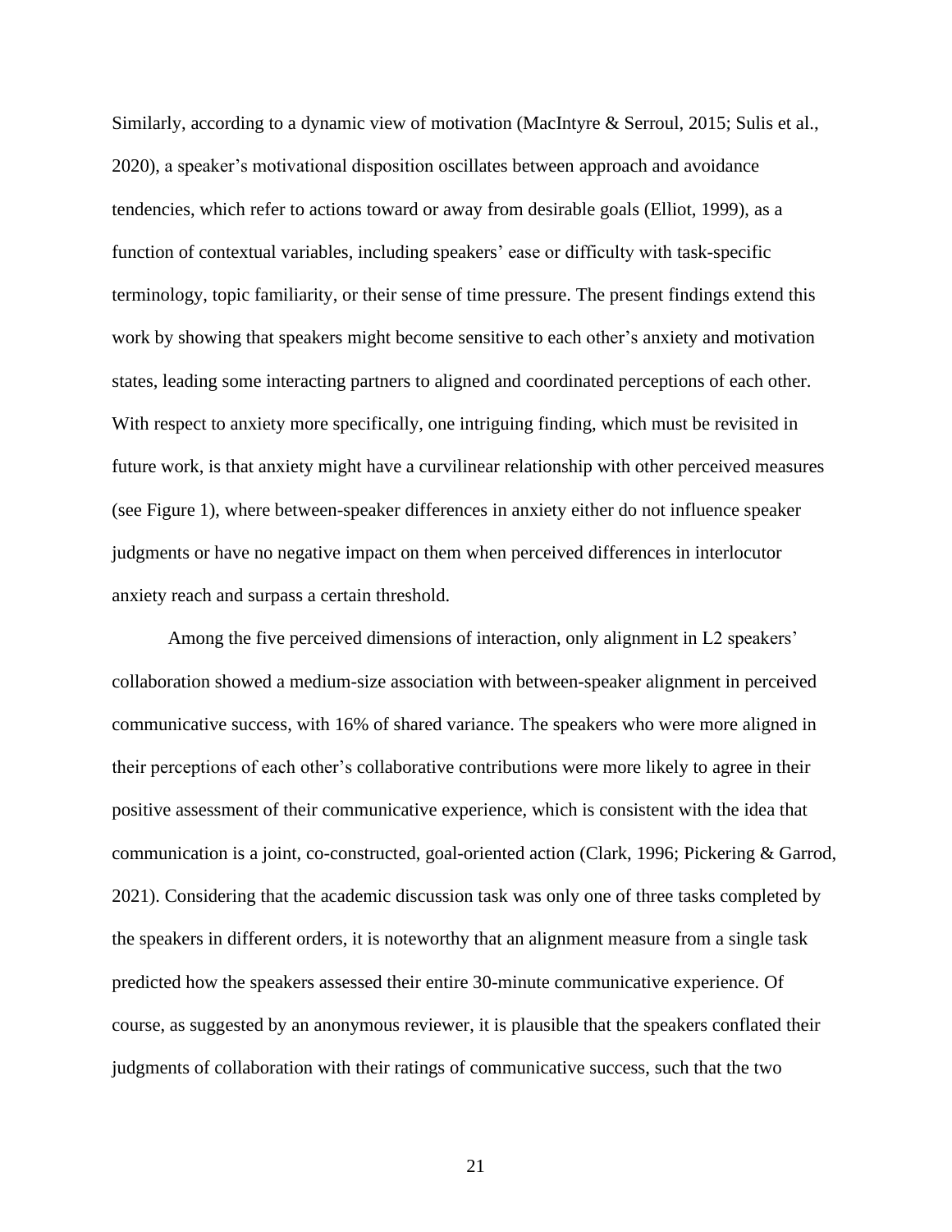Similarly, according to a dynamic view of motivation (MacIntyre & Serroul, 2015; Sulis et al., 2020), a speaker's motivational disposition oscillates between approach and avoidance tendencies, which refer to actions toward or away from desirable goals (Elliot, 1999), as a function of contextual variables, including speakers' ease or difficulty with task-specific terminology, topic familiarity, or their sense of time pressure. The present findings extend this work by showing that speakers might become sensitive to each other's anxiety and motivation states, leading some interacting partners to aligned and coordinated perceptions of each other. With respect to anxiety more specifically, one intriguing finding, which must be revisited in future work, is that anxiety might have a curvilinear relationship with other perceived measures (see Figure 1), where between-speaker differences in anxiety either do not influence speaker judgments or have no negative impact on them when perceived differences in interlocutor anxiety reach and surpass a certain threshold.

Among the five perceived dimensions of interaction, only alignment in L2 speakers' collaboration showed a medium-size association with between-speaker alignment in perceived communicative success, with 16% of shared variance. The speakers who were more aligned in their perceptions of each other's collaborative contributions were more likely to agree in their positive assessment of their communicative experience, which is consistent with the idea that communication is a joint, co-constructed, goal-oriented action (Clark, 1996; Pickering & Garrod, 2021). Considering that the academic discussion task was only one of three tasks completed by the speakers in different orders, it is noteworthy that an alignment measure from a single task predicted how the speakers assessed their entire 30-minute communicative experience. Of course, as suggested by an anonymous reviewer, it is plausible that the speakers conflated their judgments of collaboration with their ratings of communicative success, such that the two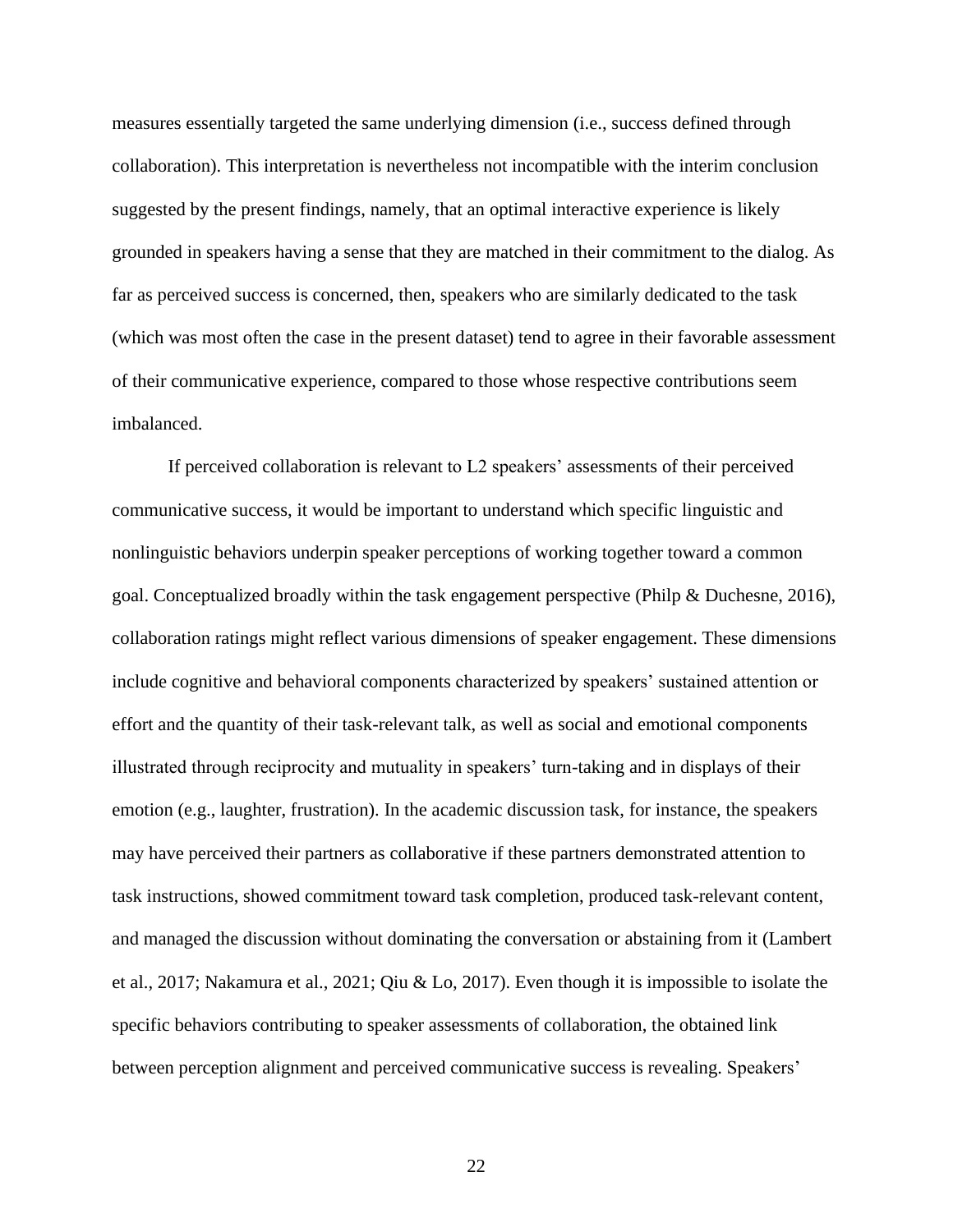measures essentially targeted the same underlying dimension (i.e., success defined through collaboration). This interpretation is nevertheless not incompatible with the interim conclusion suggested by the present findings, namely, that an optimal interactive experience is likely grounded in speakers having a sense that they are matched in their commitment to the dialog. As far as perceived success is concerned, then, speakers who are similarly dedicated to the task (which was most often the case in the present dataset) tend to agree in their favorable assessment of their communicative experience, compared to those whose respective contributions seem imbalanced.

If perceived collaboration is relevant to L2 speakers' assessments of their perceived communicative success, it would be important to understand which specific linguistic and nonlinguistic behaviors underpin speaker perceptions of working together toward a common goal. Conceptualized broadly within the task engagement perspective (Philp & Duchesne, 2016), collaboration ratings might reflect various dimensions of speaker engagement. These dimensions include cognitive and behavioral components characterized by speakers' sustained attention or effort and the quantity of their task-relevant talk, as well as social and emotional components illustrated through reciprocity and mutuality in speakers' turn-taking and in displays of their emotion (e.g., laughter, frustration). In the academic discussion task, for instance, the speakers may have perceived their partners as collaborative if these partners demonstrated attention to task instructions, showed commitment toward task completion, produced task-relevant content, and managed the discussion without dominating the conversation or abstaining from it (Lambert et al., 2017; Nakamura et al., 2021; Qiu & Lo, 2017). Even though it is impossible to isolate the specific behaviors contributing to speaker assessments of collaboration, the obtained link between perception alignment and perceived communicative success is revealing. Speakers'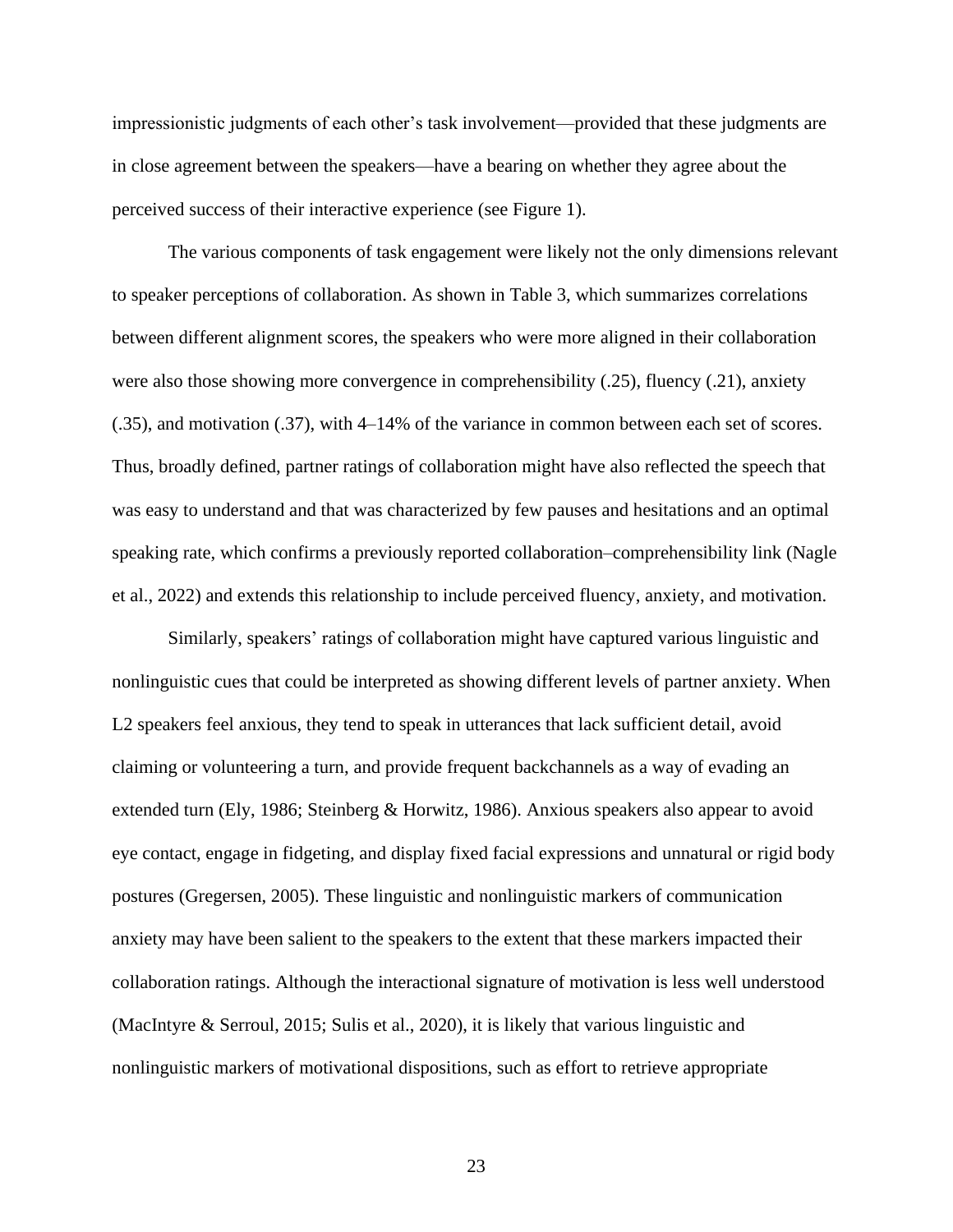impressionistic judgments of each other's task involvement—provided that these judgments are in close agreement between the speakers—have a bearing on whether they agree about the perceived success of their interactive experience (see Figure 1).

The various components of task engagement were likely not the only dimensions relevant to speaker perceptions of collaboration. As shown in Table 3, which summarizes correlations between different alignment scores, the speakers who were more aligned in their collaboration were also those showing more convergence in comprehensibility (.25), fluency (.21), anxiety (.35), and motivation (.37), with 4–14% of the variance in common between each set of scores. Thus, broadly defined, partner ratings of collaboration might have also reflected the speech that was easy to understand and that was characterized by few pauses and hesitations and an optimal speaking rate, which confirms a previously reported collaboration–comprehensibility link (Nagle et al., 2022) and extends this relationship to include perceived fluency, anxiety, and motivation.

Similarly, speakers' ratings of collaboration might have captured various linguistic and nonlinguistic cues that could be interpreted as showing different levels of partner anxiety. When L2 speakers feel anxious, they tend to speak in utterances that lack sufficient detail, avoid claiming or volunteering a turn, and provide frequent backchannels as a way of evading an extended turn (Ely, 1986; Steinberg & Horwitz, 1986). Anxious speakers also appear to avoid eye contact, engage in fidgeting, and display fixed facial expressions and unnatural or rigid body postures (Gregersen, 2005). These linguistic and nonlinguistic markers of communication anxiety may have been salient to the speakers to the extent that these markers impacted their collaboration ratings. Although the interactional signature of motivation is less well understood (MacIntyre & Serroul, 2015; Sulis et al., 2020), it is likely that various linguistic and nonlinguistic markers of motivational dispositions, such as effort to retrieve appropriate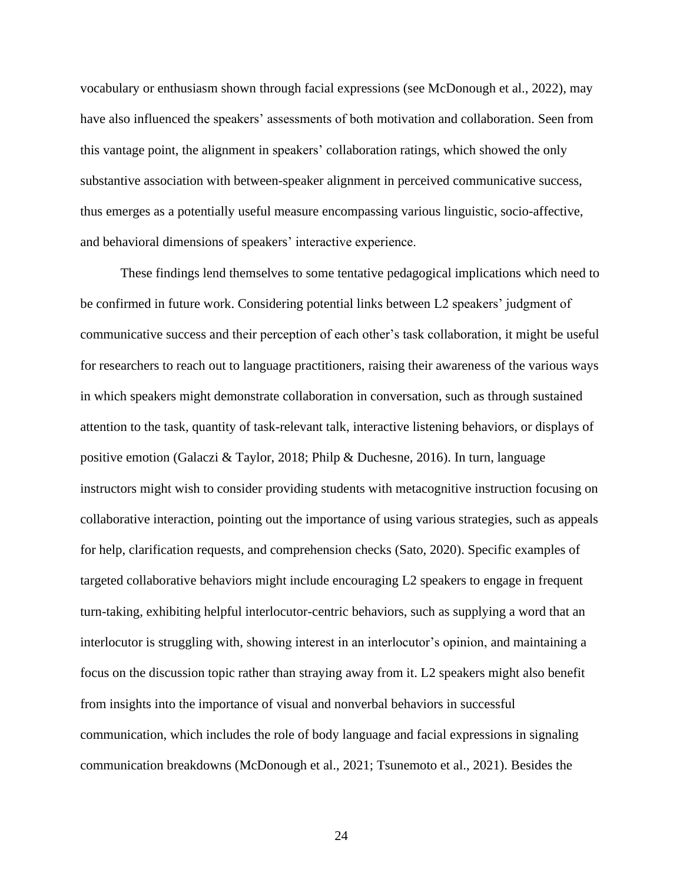vocabulary or enthusiasm shown through facial expressions (see McDonough et al., 2022), may have also influenced the speakers' assessments of both motivation and collaboration. Seen from this vantage point, the alignment in speakers' collaboration ratings, which showed the only substantive association with between-speaker alignment in perceived communicative success, thus emerges as a potentially useful measure encompassing various linguistic, socio-affective, and behavioral dimensions of speakers' interactive experience.

These findings lend themselves to some tentative pedagogical implications which need to be confirmed in future work. Considering potential links between L2 speakers' judgment of communicative success and their perception of each other's task collaboration, it might be useful for researchers to reach out to language practitioners, raising their awareness of the various ways in which speakers might demonstrate collaboration in conversation, such as through sustained attention to the task, quantity of task-relevant talk, interactive listening behaviors, or displays of positive emotion (Galaczi & Taylor, 2018; Philp & Duchesne, 2016). In turn, language instructors might wish to consider providing students with metacognitive instruction focusing on collaborative interaction, pointing out the importance of using various strategies, such as appeals for help, clarification requests, and comprehension checks (Sato, 2020). Specific examples of targeted collaborative behaviors might include encouraging L2 speakers to engage in frequent turn-taking, exhibiting helpful interlocutor-centric behaviors, such as supplying a word that an interlocutor is struggling with, showing interest in an interlocutor's opinion, and maintaining a focus on the discussion topic rather than straying away from it. L2 speakers might also benefit from insights into the importance of visual and nonverbal behaviors in successful communication, which includes the role of body language and facial expressions in signaling communication breakdowns (McDonough et al., 2021; Tsunemoto et al., 2021). Besides the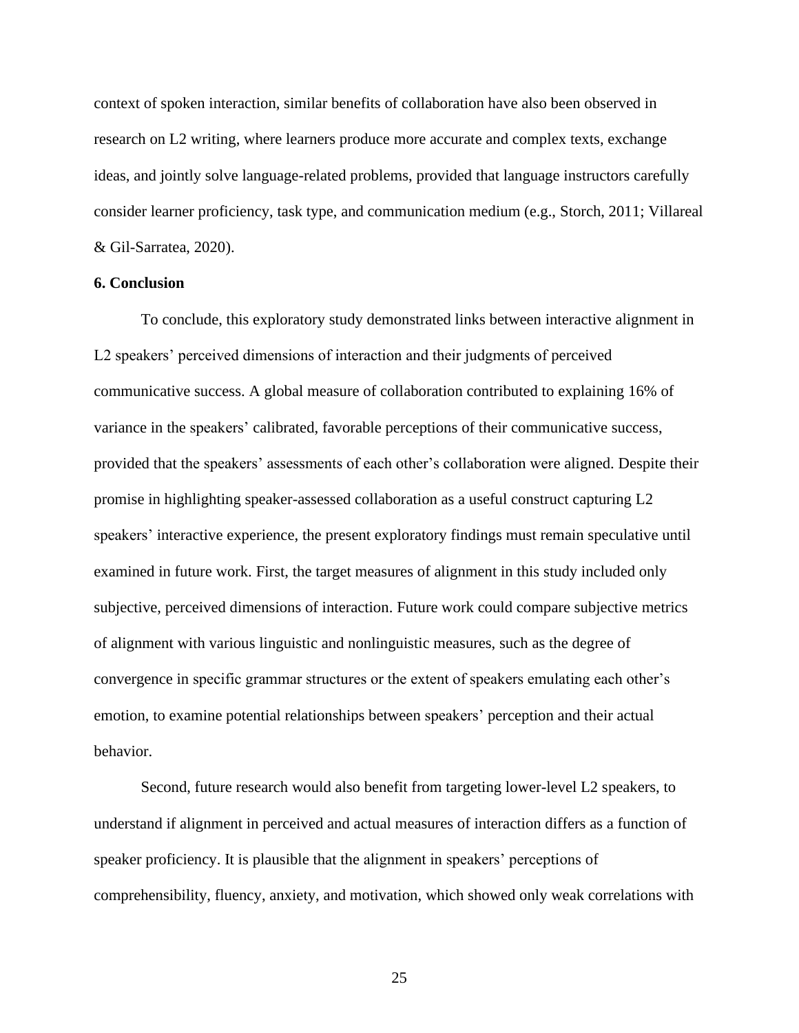context of spoken interaction, similar benefits of collaboration have also been observed in research on L2 writing, where learners produce more accurate and complex texts, exchange ideas, and jointly solve language-related problems, provided that language instructors carefully consider learner proficiency, task type, and communication medium (e.g., Storch, 2011; Villareal & Gil-Sarratea, 2020).

**6. Conclusion**

To conclude, this exploratory study demonstrated links between interactive alignment in L2 speakers' perceived dimensions of interaction and their judgments of perceived communicative success. A global measure of collaboration contributed to explaining 16% of variance in the speakers' calibrated, favorable perceptions of their communicative success, provided that the speakers' assessments of each other's collaboration were aligned. Despite their promise in highlighting speaker-assessed collaboration as a useful construct capturing L2 speakers' interactive experience, the present exploratory findings must remain speculative until examined in future work. First, the target measures of alignment in this study included only subjective, perceived dimensions of interaction. Future work could compare subjective metrics of alignment with various linguistic and nonlinguistic measures, such as the degree of convergence in specific grammar structures or the extent of speakers emulating each other's emotion, to examine potential relationships between speakers' perception and their actual behavior.

Second, future research would also benefit from targeting lower-level L2 speakers, to understand if alignment in perceived and actual measures of interaction differs as a function of speaker proficiency. It is plausible that the alignment in speakers' perceptions of comprehensibility, fluency, anxiety, and motivation, which showed only weak correlations with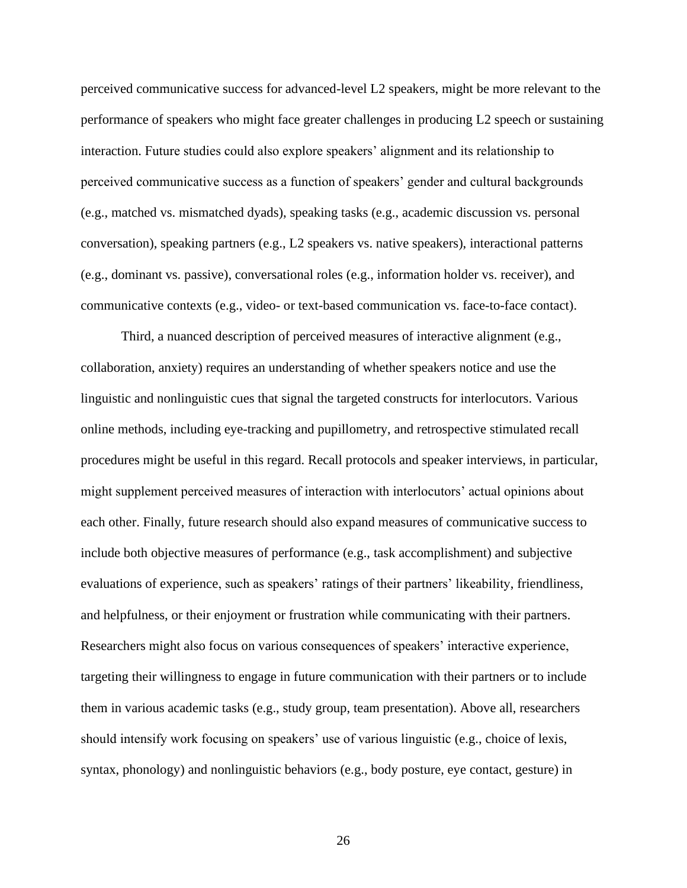perceived communicative success for advanced-level L2 speakers, might be more relevant to the performance of speakers who might face greater challenges in producing L2 speech or sustaining interaction. Future studies could also explore speakers' alignment and its relationship to perceived communicative success as a function of speakers' gender and cultural backgrounds (e.g., matched vs. mismatched dyads), speaking tasks (e.g., academic discussion vs. personal conversation), speaking partners (e.g., L2 speakers vs. native speakers), interactional patterns (e.g., dominant vs. passive), conversational roles (e.g., information holder vs. receiver), and communicative contexts (e.g., video- or text-based communication vs. face-to-face contact).

Third, a nuanced description of perceived measures of interactive alignment (e.g., collaboration, anxiety) requires an understanding of whether speakers notice and use the linguistic and nonlinguistic cues that signal the targeted constructs for interlocutors. Various online methods, including eye-tracking and pupillometry, and retrospective stimulated recall procedures might be useful in this regard. Recall protocols and speaker interviews, in particular, might supplement perceived measures of interaction with interlocutors' actual opinions about each other. Finally, future research should also expand measures of communicative success to include both objective measures of performance (e.g., task accomplishment) and subjective evaluations of experience, such as speakers' ratings of their partners' likeability, friendliness, and helpfulness, or their enjoyment or frustration while communicating with their partners. Researchers might also focus on various consequences of speakers' interactive experience, targeting their willingness to engage in future communication with their partners or to include them in various academic tasks (e.g., study group, team presentation). Above all, researchers should intensify work focusing on speakers' use of various linguistic (e.g., choice of lexis, syntax, phonology) and nonlinguistic behaviors (e.g., body posture, eye contact, gesture) in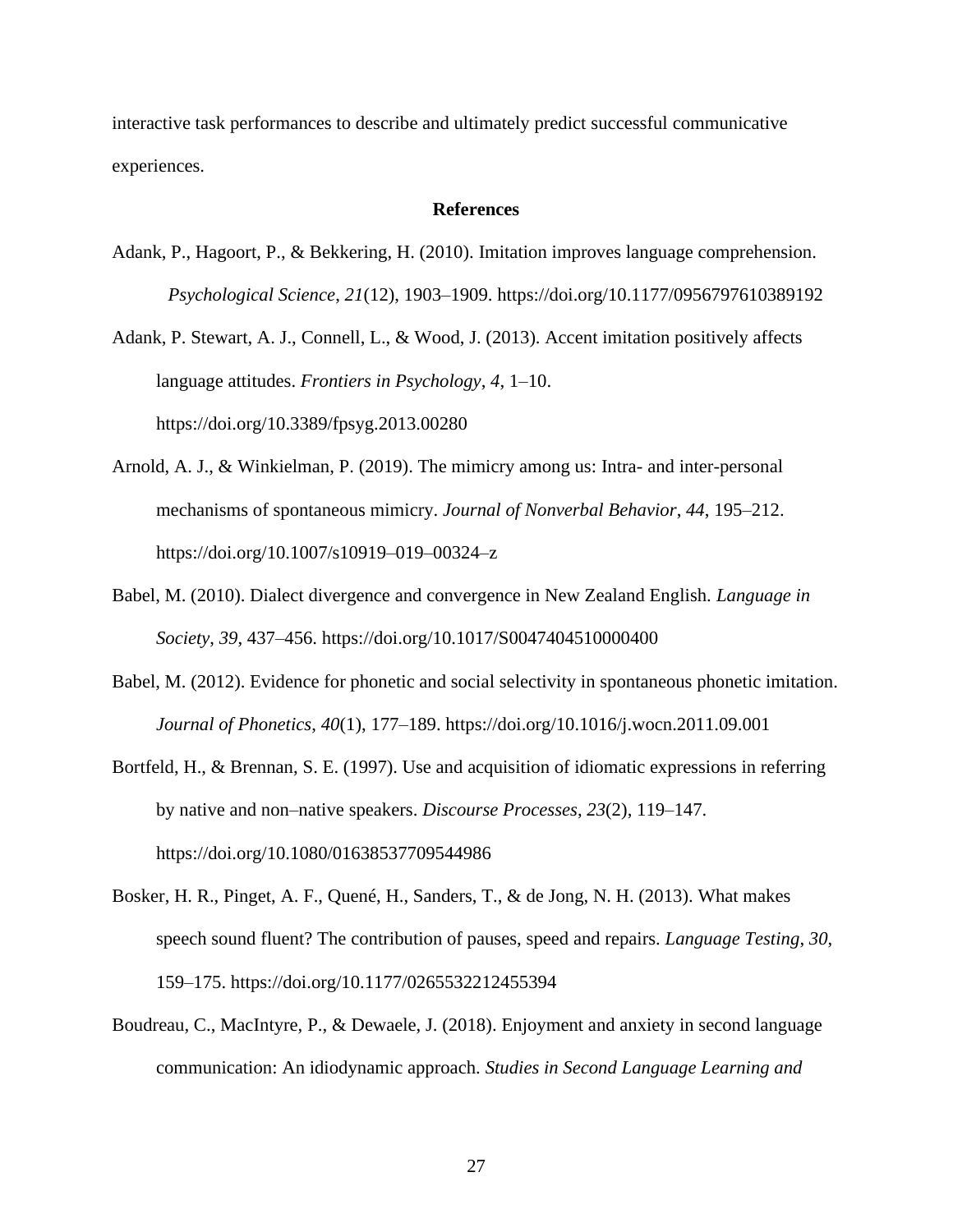interactive task performances to describe and ultimately predict successful communicative experiences.

## References

Adank, P., Hagoort, P., & Bekkering, H. (2010). Imitation improves language comprehension. *Psychological Science*, *21*(12), 1903–1909. https://doi.org/10.1177/0956797610389192

Adank, P. Stewart, A. J., Connell, L., & Wood, J. (2013). Accent imitation positively affects language attitudes. *Frontiers in Psychology*, *4*, 1–10. https://doi.org/10.3389/fpsyg.2013.00280

Arnold, A. J., & Winkielman, P. (2019). The mimicry among us: Intra- and inter-personal mechanisms of spontaneous mimicry. *Journal of Nonverbal Behavior*, *44*, 195–212. https://doi.org/10.1007/s10919–019–00324–z

Babel, M. (2010). Dialect divergence and convergence in New Zealand English. *Language in Society*, *39*, 437–456. https://doi.org/10.1017/S0047404510000400

Babel, M. (2012). Evidence for phonetic and social selectivity in spontaneous phonetic imitation. *Journal of Phonetics*, *40*(1), 177–189. https://doi.org/10.1016/j.wocn.2011.09.001

Bortfeld, H., & Brennan, S. E. (1997). Use and acquisition of idiomatic expressions in referring by native and non–native speakers. *Discourse Processes*, *23*(2), 119–147. https://doi.org/10.1080/01638537709544986

Bosker, H. R., Pinget, A. F., Quené, H., Sanders, T., & de Jong, N. H. (2013). What makes speech sound fluent? The contribution of pauses, speed and repairs. *Language Testing*, *30*, 159–175. https://doi.org/10.1177/0265532212455394

Boudreau, C., MacIntyre, P., & Dewaele, J. (2018). Enjoyment and anxiety in second language communication: An idiodynamic approach. *Studies in Second Language Learning and*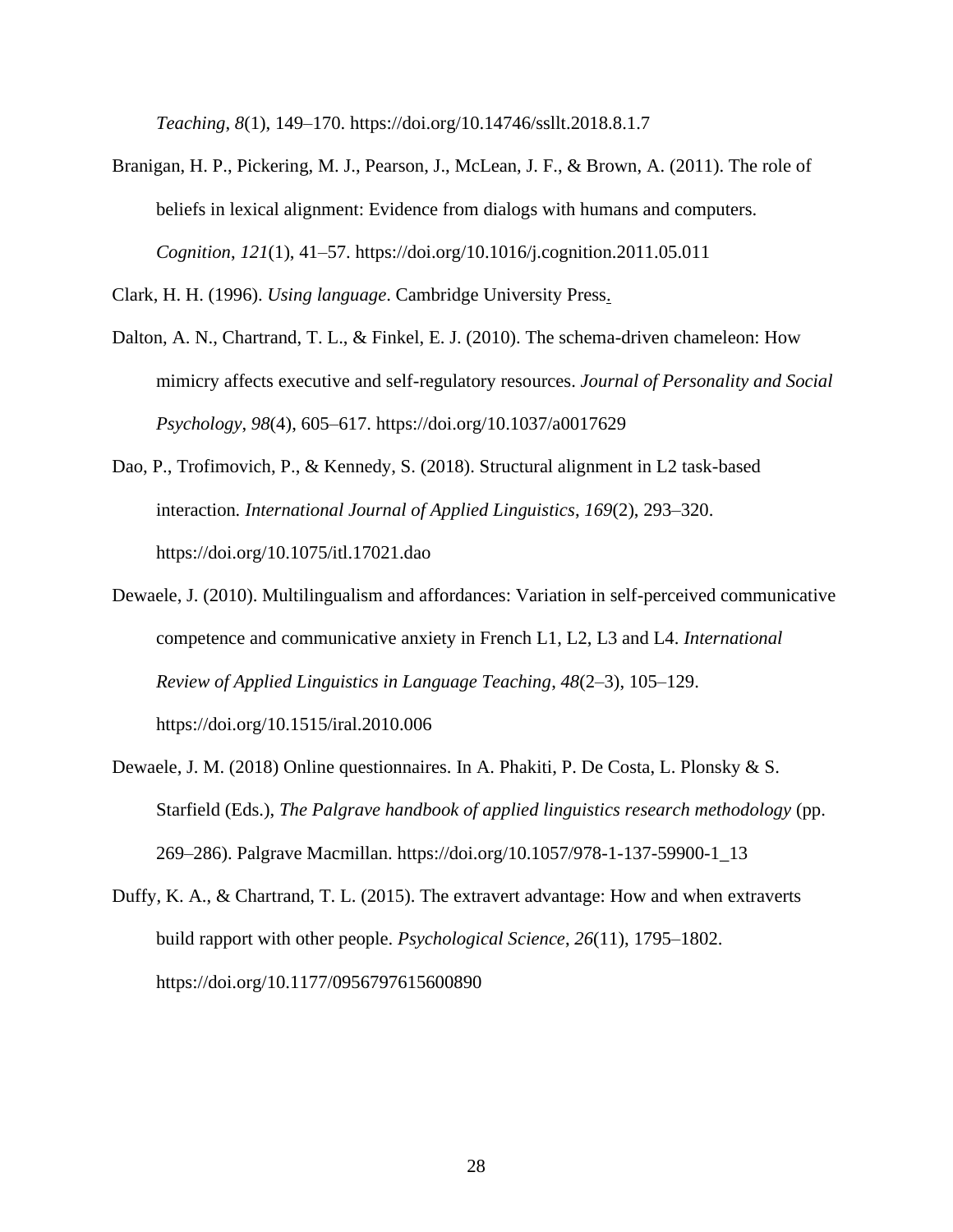*Teaching*, *8*(1), 149–170. https://doi.org/10.14746/ssllt.2018.8.1.7

Branigan, H. P., Pickering, M. J., Pearson, J., McLean, J. F., & Brown, A. (2011). The role of beliefs in lexical alignment: Evidence from dialogs with humans and computers. *Cognition*, *121*(1), 41–57. https://doi.org/10.1016/j.cognition.2011.05.011

Clark, H. H. (1996). *Using language*. Cambridge University Press.

Dalton, A. N., Chartrand, T. L., & Finkel, E. J. (2010). The schema-driven chameleon: How mimicry affects executive and self-regulatory resources. *Journal of Personality and Social Psychology*, *98*(4), 605–617. https://doi.org/10.1037/a0017629

Dao, P., Trofimovich, P., & Kennedy, S. (2018). Structural alignment in L2 task-based interaction. *International Journal of Applied Linguistics*, *169*(2), 293–320. https://doi.org/10.1075/itl.17021.dao

Dewaele, J. (2010). Multilingualism and affordances: Variation in self-perceived communicative competence and communicative anxiety in French L1, L2, L3 and L4. *International Review of Applied Linguistics in Language Teaching*, *48*(2–3), 105–129. https://doi.org/10.1515/iral.2010.006

Dewaele, J. M. (2018) Online questionnaires. In A. Phakiti, P. De Costa, L. Plonsky & S. Starfield (Eds.), *The Palgrave handbook of applied linguistics research methodology* (pp. 269–286). Palgrave Macmillan. https://doi.org/10.1057/978-1-137-59900-1_13

Duffy, K. A., & Chartrand, T. L. (2015). The extravert advantage: How and when extraverts build rapport with other people. *Psychological Science*, *26*(11), 1795–1802. https://doi.org/10.1177/0956797615600890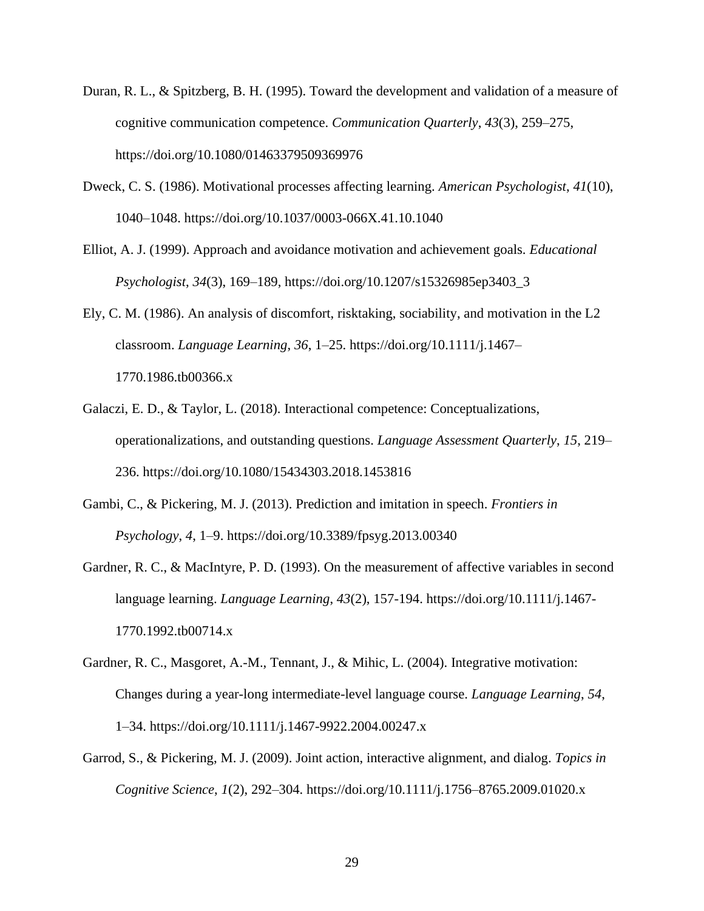Duran, R. L., & Spitzberg, B. H. (1995). Toward the development and validation of a measure of cognitive communication competence. *Communication Quarterly*, *43*(3), 259–275, https://doi.org/10.1080/01463379509369976

Dweck, C. S. (1986). Motivational processes affecting learning. *American Psychologist*, *41*(10), 1040–1048. https://doi.org/10.1037/0003-066X.41.10.1040

Elliot, A. J. (1999). Approach and avoidance motivation and achievement goals. *Educational Psychologist*, *34*(3), 169–189, https://doi.org/10.1207/s15326985ep3403_3

Ely, C. M. (1986). An analysis of discomfort, risktaking, sociability, and motivation in the L2 classroom. *Language Learning*, *36*, 1–25. https://doi.org/10.1111/j.1467–1770.1986.tb00366.x

Galaczi, E. D., & Taylor, L. (2018). Interactional competence: Conceptualizations, operationalizations, and outstanding questions. *Language Assessment Quarterly*, *15*, 219–236. https://doi.org/10.1080/15434303.2018.1453816

Gambi, C., & Pickering, M. J. (2013). Prediction and imitation in speech. *Frontiers in Psychology*, *4*, 1–9. https://doi.org/10.3389/fpsyg.2013.00340

Gardner, R. C., & MacIntyre, P. D. (1993). On the measurement of affective variables in second language learning. *Language Learning*, *43*(2), 157-194. https://doi.org/10.1111/j.1467-1770.1992.tb00714.x

Gardner, R. C., Masgoret, A.-M., Tennant, J., & Mihic, L. (2004). Integrative motivation: Changes during a year-long intermediate-level language course. *Language Learning*, *54*, 1–34. https://doi.org/10.1111/j.1467-9922.2004.00247.x

Garrod, S., & Pickering, M. J. (2009). Joint action, interactive alignment, and dialog. *Topics in Cognitive Science*, *1*(2), 292–304. https://doi.org/10.1111/j.1756–8765.2009.01020.x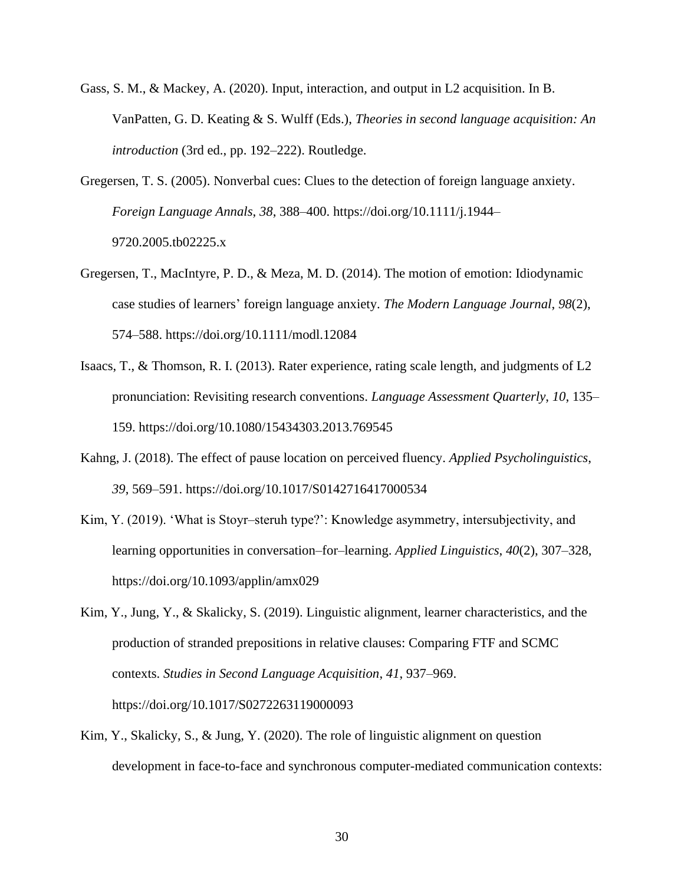Gass, S. M., & Mackey, A. (2020). Input, interaction, and output in L2 acquisition. In B. VanPatten, G. D. Keating & S. Wulff (Eds.), *Theories in second language acquisition: An introduction* (3rd ed., pp. 192–222). Routledge.

Gregersen, T. S. (2005). Nonverbal cues: Clues to the detection of foreign language anxiety. *Foreign Language Annals*, *38*, 388–400. https://doi.org/10.1111/j.1944–9720.2005.tb02225.x

Gregersen, T., MacIntyre, P. D., & Meza, M. D. (2014). The motion of emotion: Idiodynamic case studies of learners' foreign language anxiety. *The Modern Language Journal*, *98*(2), 574–588. https://doi.org/10.1111/modl.12084

Isaacs, T., & Thomson, R. I. (2013). Rater experience, rating scale length, and judgments of L2 pronunciation: Revisiting research conventions. *Language Assessment Quarterly*, *10*, 135–159. https://doi.org/10.1080/15434303.2013.769545

Kahng, J. (2018). The effect of pause location on perceived fluency. *Applied Psycholinguistics*, *39*, 569–591. https://doi.org/10.1017/S0142716417000534

Kim, Y. (2019). 'What is Stoyr–steruh type?': Knowledge asymmetry, intersubjectivity, and learning opportunities in conversation–for–learning. *Applied Linguistics*, *40*(2), 307–328, https://doi.org/10.1093/applin/amx029

Kim, Y., Jung, Y., & Skalicky, S. (2019). Linguistic alignment, learner characteristics, and the production of stranded prepositions in relative clauses: Comparing FTF and SCMC contexts. *Studies in Second Language Acquisition*, *41*, 937–969. https://doi.org/10.1017/S0272263119000093

Kim, Y., Skalicky, S., & Jung, Y. (2020). The role of linguistic alignment on question development in face-to-face and synchronous computer-mediated communication contexts: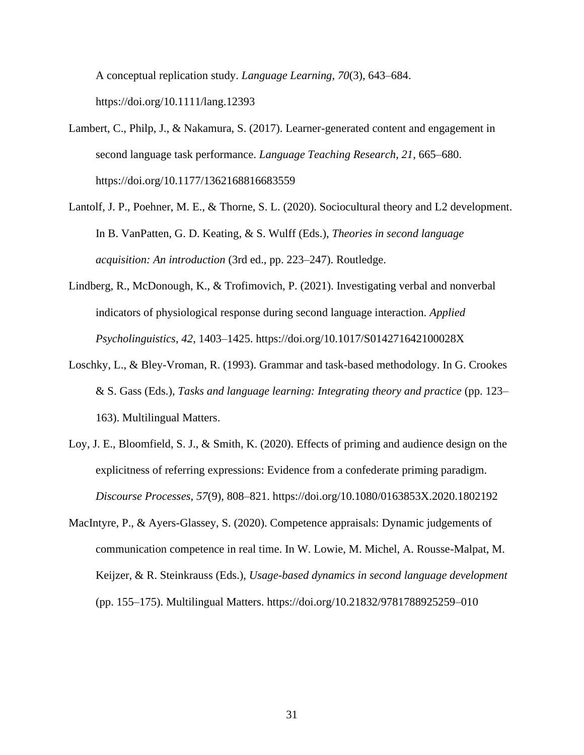A conceptual replication study. *Language Learning*, *70*(3), 643–684. https://doi.org/10.1111/lang.12393

Lambert, C., Philp, J., & Nakamura, S. (2017). Learner-generated content and engagement in second language task performance. *Language Teaching Research*, *21*, 665–680. https://doi.org/10.1177/1362168816683559

Lantolf, J. P., Poehner, M. E., & Thorne, S. L. (2020). Sociocultural theory and L2 development. In B. VanPatten, G. D. Keating, & S. Wulff (Eds.), *Theories in second language acquisition: An introduction* (3rd ed., pp. 223–247). Routledge.

Lindberg, R., McDonough, K., & Trofimovich, P. (2021). Investigating verbal and nonverbal indicators of physiological response during second language interaction. *Applied Psycholinguistics*, *42*, 1403–1425. https://doi.org/10.1017/S014271642100028X

Loschky, L., & Bley-Vroman, R. (1993). Grammar and task-based methodology. In G. Crookes & S. Gass (Eds.), *Tasks and language learning: Integrating theory and practice* (pp. 123–163). Multilingual Matters.

Loy, J. E., Bloomfield, S. J., & Smith, K. (2020). Effects of priming and audience design on the explicitness of referring expressions: Evidence from a confederate priming paradigm. *Discourse Processes*, *57*(9), 808–821. https://doi.org/10.1080/0163853X.2020.1802192

MacIntyre, P., & Ayers-Glassey, S. (2020). Competence appraisals: Dynamic judgements of communication competence in real time. In W. Lowie, M. Michel, A. Rousse-Malpat, M. Keijzer, & R. Steinkrauss (Eds.), *Usage-based dynamics in second language development* (pp. 155–175). Multilingual Matters. https://doi.org/10.21832/9781788925259–010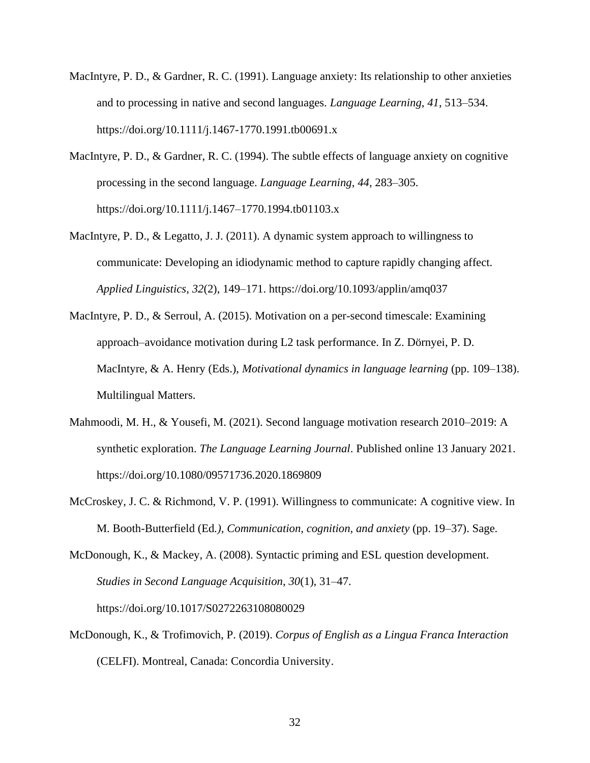MacIntyre, P. D., & Gardner, R. C. (1991). Language anxiety: Its relationship to other anxieties and to processing in native and second languages. *Language Learning*, *41*, 513–534. https://doi.org/10.1111/j.1467-1770.1991.tb00691.x

MacIntyre, P. D., & Gardner, R. C. (1994). The subtle effects of language anxiety on cognitive processing in the second language. *Language Learning*, *44*, 283–305. https://doi.org/10.1111/j.1467–1770.1994.tb01103.x

MacIntyre, P. D., & Legatto, J. J. (2011). A dynamic system approach to willingness to communicate: Developing an idiodynamic method to capture rapidly changing affect. *Applied Linguistics*, *32*(2), 149–171. https://doi.org/10.1093/applin/amq037

MacIntyre, P. D., & Serroul, A. (2015). Motivation on a per-second timescale: Examining approach–avoidance motivation during L2 task performance. In Z. Dörnyei, P. D. MacIntyre, & A. Henry (Eds.), *Motivational dynamics in language learning* (pp. 109–138). Multilingual Matters.

Mahmoodi, M. H., & Yousefi, M. (2021). Second language motivation research 2010–2019: A synthetic exploration. *The Language Learning Journal*. Published online 13 January 2021. https://doi.org/10.1080/09571736.2020.1869809

McCroskey, J. C. & Richmond, V. P. (1991). Willingness to communicate: A cognitive view. In M. Booth-Butterfield (Ed.), *Communication, cognition, and anxiety* (pp. 19–37). Sage.

McDonough, K., & Mackey, A. (2008). Syntactic priming and ESL question development. *Studies in Second Language Acquisition*, *30*(1), 31–47. https://doi.org/10.1017/S0272263108080029

McDonough, K., & Trofimovich, P. (2019). *Corpus of English as a Lingua Franca Interaction* (CELFI). Montreal, Canada: Concordia University.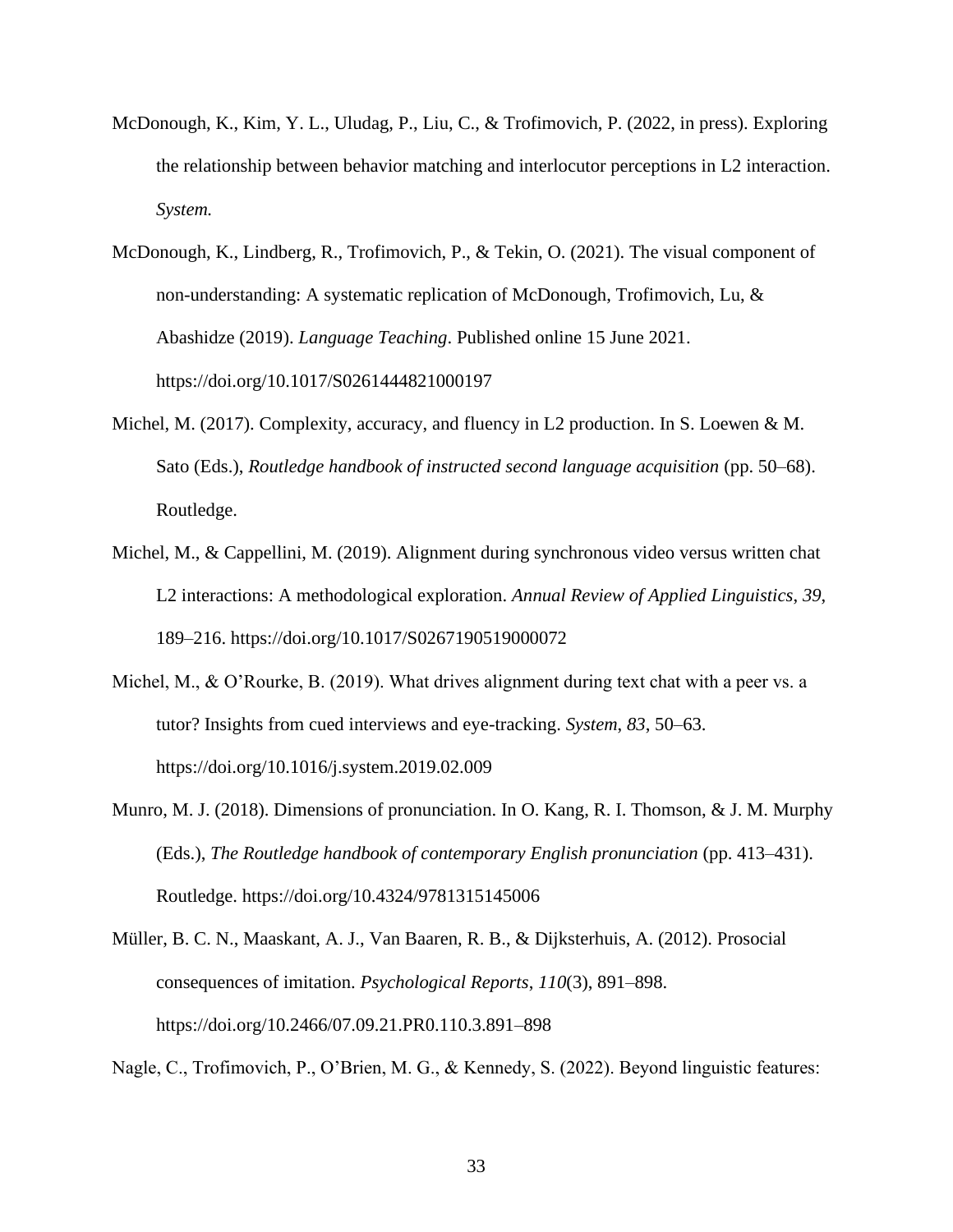McDonough, K., Kim, Y. L., Uludag, P., Liu, C., & Trofimovich, P. (2022, in press). Exploring the relationship between behavior matching and interlocutor perceptions in L2 interaction. *System.*

McDonough, K., Lindberg, R., Trofimovich, P., & Tekin, O. (2021). The visual component of non-understanding: A systematic replication of McDonough, Trofimovich, Lu, & Abashidze (2019). *Language Teaching*. Published online 15 June 2021. https://doi.org/10.1017/S0261444821000197

Michel, M. (2017). Complexity, accuracy, and fluency in L2 production. In S. Loewen & M. Sato (Eds.), *Routledge handbook of instructed second language acquisition* (pp. 50–68). Routledge.

Michel, M., & Cappellini, M. (2019). Alignment during synchronous video versus written chat L2 interactions: A methodological exploration. *Annual Review of Applied Linguistics*, *39*, 189–216. https://doi.org/10.1017/S0267190519000072

Michel, M., & O'Rourke, B. (2019). What drives alignment during text chat with a peer vs. a tutor? Insights from cued interviews and eye-tracking. *System*, *83*, 50–63. https://doi.org/10.1016/j.system.2019.02.009

Munro, M. J. (2018). Dimensions of pronunciation. In O. Kang, R. I. Thomson, & J. M. Murphy (Eds.), *The Routledge handbook of contemporary English pronunciation* (pp. 413–431). Routledge. https://doi.org/10.4324/9781315145006

Müller, B. C. N., Maaskant, A. J., Van Baaren, R. B., & Dijksterhuis, A. (2012). Prosocial consequences of imitation. *Psychological Reports*, *110*(3), 891–898. https://doi.org/10.2466/07.09.21.PR0.110.3.891–898

Nagle, C., Trofimovich, P., O'Brien, M. G., & Kennedy, S. (2022). Beyond linguistic features: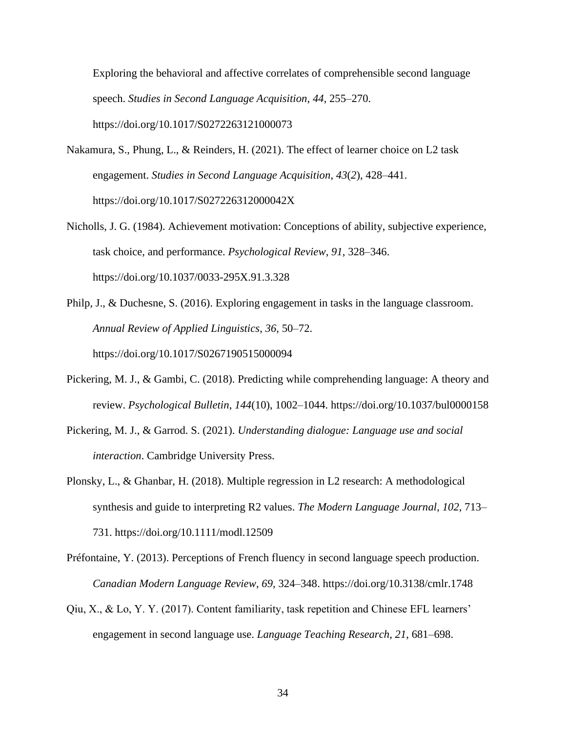Exploring the behavioral and affective correlates of comprehensible second language speech. *Studies in Second Language Acquisition*, *44*, 255–270. https://doi.org/10.1017/S0272263121000073

Nakamura, S., Phung, L., & Reinders, H. (2021). The effect of learner choice on L2 task engagement. *Studies in Second Language Acquisition*, *43*(*2*), 428–441. https://doi.org/10.1017/S027226312000042X

Nicholls, J. G. (1984). Achievement motivation: Conceptions of ability, subjective experience, task choice, and performance. *Psychological Review*, *91*, 328–346. https://doi.org/10.1037/0033-295X.91.3.328

Philp, J., & Duchesne, S. (2016). Exploring engagement in tasks in the language classroom. *Annual Review of Applied Linguistics*, *36*, 50–72. https://doi.org/10.1017/S0267190515000094

Pickering, M. J., & Gambi, C. (2018). Predicting while comprehending language: A theory and review. *Psychological Bulletin*, *144*(10), 1002–1044. https://doi.org/10.1037/bul0000158

Pickering, M. J., & Garrod. S. (2021). *Understanding dialogue: Language use and social interaction*. Cambridge University Press.

Plonsky, L., & Ghanbar, H. (2018). Multiple regression in L2 research: A methodological synthesis and guide to interpreting R2 values. *The Modern Language Journal*, *102*, 713–731. https://doi.org/10.1111/modl.12509

Préfontaine, Y. (2013). Perceptions of French fluency in second language speech production. *Canadian Modern Language Review*, *69*, 324–348. https://doi.org/10.3138/cmlr.1748

Qiu, X., & Lo, Y. Y. (2017). Content familiarity, task repetition and Chinese EFL learners' engagement in second language use. *Language Teaching Research*, *21*, 681–698.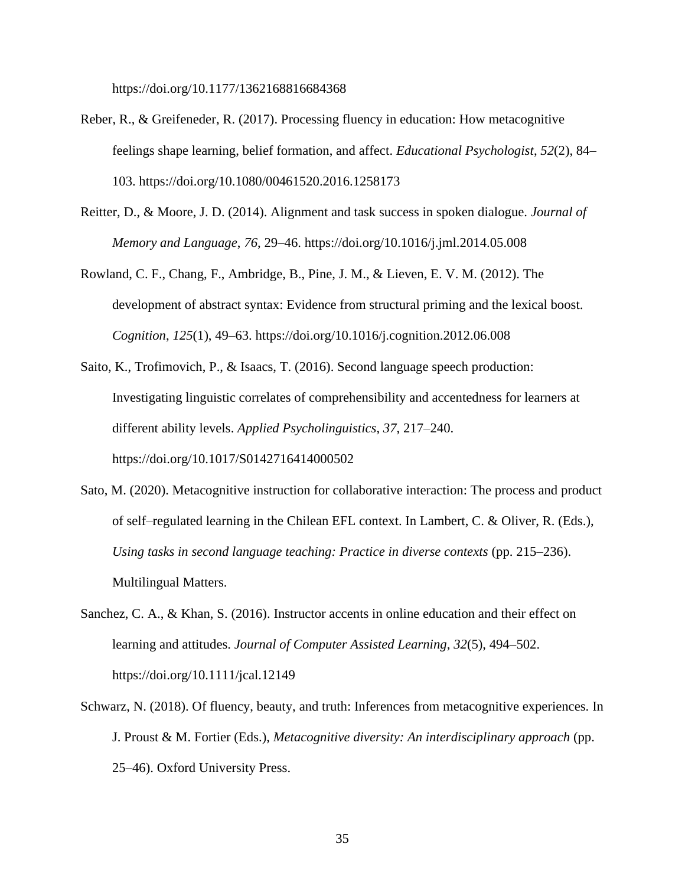https://doi.org/10.1177/1362168816684368

Reber, R., & Greifeneder, R. (2017). Processing fluency in education: How metacognitive feelings shape learning, belief formation, and affect. *Educational Psychologist*, *52*(2), 84–103. https://doi.org/10.1080/00461520.2016.1258173

Reitter, D., & Moore, J. D. (2014). Alignment and task success in spoken dialogue. *Journal of Memory and Language*, *76*, 29–46. https://doi.org/10.1016/j.jml.2014.05.008

Rowland, C. F., Chang, F., Ambridge, B., Pine, J. M., & Lieven, E. V. M. (2012). The development of abstract syntax: Evidence from structural priming and the lexical boost. *Cognition*, *125*(1), 49–63. https://doi.org/10.1016/j.cognition.2012.06.008

Saito, K., Trofimovich, P., & Isaacs, T. (2016). Second language speech production: Investigating linguistic correlates of comprehensibility and accentedness for learners at different ability levels. *Applied Psycholinguistics*, *37*, 217–240. https://doi.org/10.1017/S0142716414000502

Sato, M. (2020). Metacognitive instruction for collaborative interaction: The process and product of self–regulated learning in the Chilean EFL context. In Lambert, C. & Oliver, R. (Eds.), *Using tasks in second language teaching: Practice in diverse contexts* (pp. 215–236). Multilingual Matters.

Sanchez, C. A., & Khan, S. (2016). Instructor accents in online education and their effect on learning and attitudes. *Journal of Computer Assisted Learning*, *32*(5), 494–502. https://doi.org/10.1111/jcal.12149

Schwarz, N. (2018). Of fluency, beauty, and truth: Inferences from metacognitive experiences. In J. Proust & M. Fortier (Eds.), *Metacognitive diversity: An interdisciplinary approach* (pp. 25–46). Oxford University Press.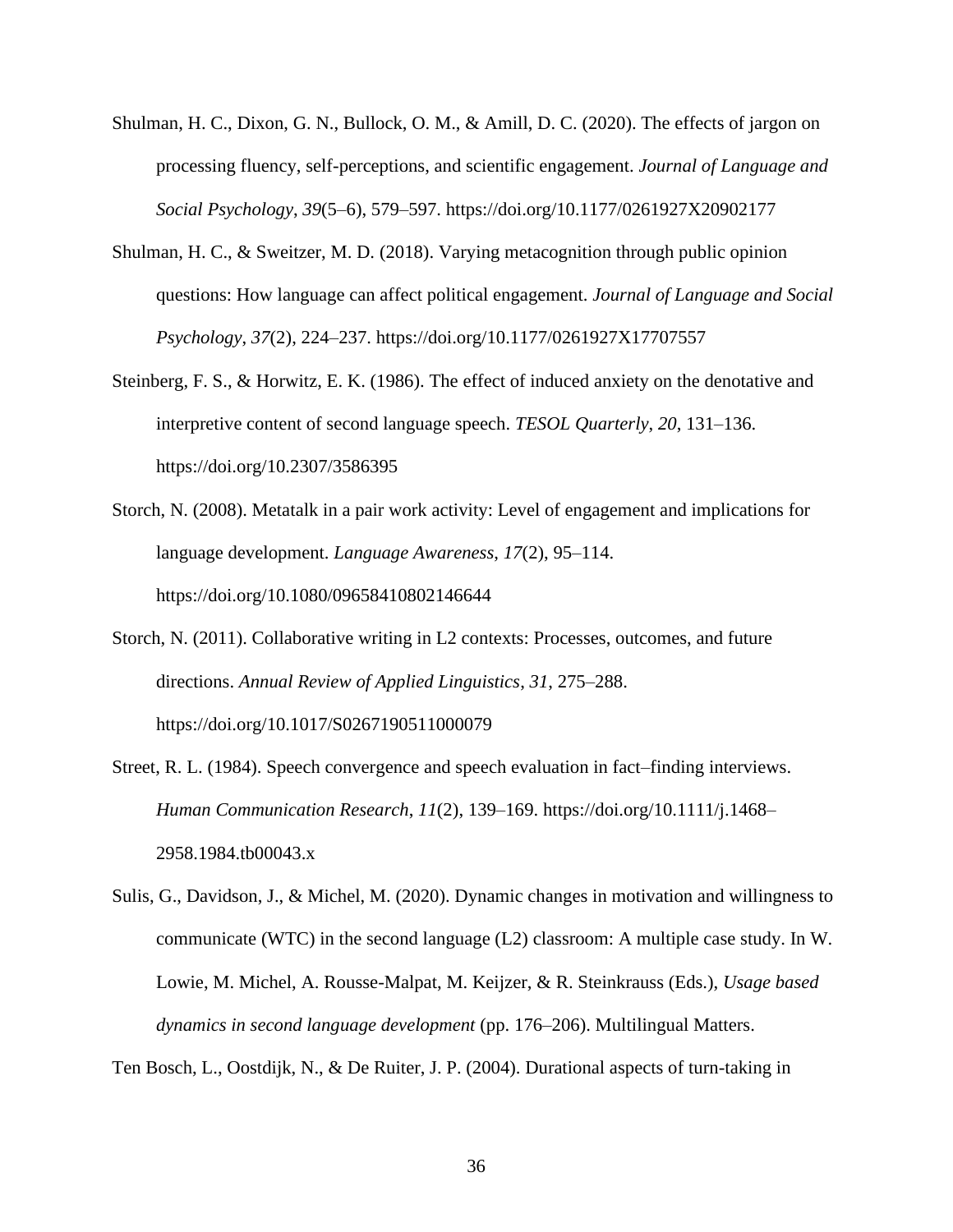Shulman, H. C., Dixon, G. N., Bullock, O. M., & Amill, D. C. (2020). The effects of jargon on processing fluency, self-perceptions, and scientific engagement. *Journal of Language and Social Psychology*, *39*(5–6), 579–597. https://doi.org/10.1177/0261927X20902177

Shulman, H. C., & Sweitzer, M. D. (2018). Varying metacognition through public opinion questions: How language can affect political engagement. *Journal of Language and Social Psychology*, *37*(2), 224–237. https://doi.org/10.1177/0261927X17707557

Steinberg, F. S., & Horwitz, E. K. (1986). The effect of induced anxiety on the denotative and interpretive content of second language speech. *TESOL Quarterly*, *20*, 131–136. https://doi.org/10.2307/3586395

Storch, N. (2008). Metatalk in a pair work activity: Level of engagement and implications for language development. *Language Awareness*, *17*(2), 95–114. https://doi.org/10.1080/09658410802146644

Storch, N. (2011). Collaborative writing in L2 contexts: Processes, outcomes, and future directions. *Annual Review of Applied Linguistics*, *31*, 275–288. https://doi.org/10.1017/S0267190511000079

Street, R. L. (1984). Speech convergence and speech evaluation in fact–finding interviews. *Human Communication Research*, *11*(2), 139–169. https://doi.org/10.1111/j.1468–2958.1984.tb00043.x

Sulis, G., Davidson, J., & Michel, M. (2020). Dynamic changes in motivation and willingness to communicate (WTC) in the second language (L2) classroom: A multiple case study. In W. Lowie, M. Michel, A. Rousse-Malpat, M. Keijzer, & R. Steinkrauss (Eds.), *Usage based dynamics in second language development* (pp. 176–206). Multilingual Matters.

Ten Bosch, L., Oostdijk, N., & De Ruiter, J. P. (2004). Durational aspects of turn-taking in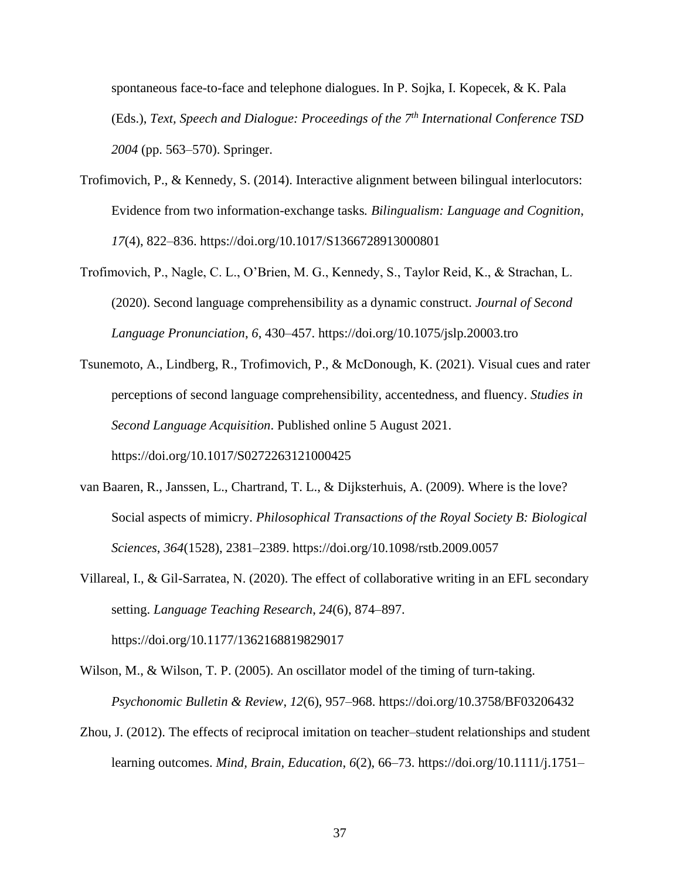spontaneous face-to-face and telephone dialogues. In P. Sojka, I. Kopecek, & K. Pala (Eds.), *Text, Speech and Dialogue: Proceedings of the 7th International Conference TSD 2004* (pp. 563–570). Springer.

Trofimovich, P., & Kennedy, S. (2014). Interactive alignment between bilingual interlocutors: Evidence from two information-exchange tasks*. Bilingualism: Language and Cognition*, *17*(4), 822–836. https://doi.org/10.1017/S1366728913000801

Trofimovich, P., Nagle, C. L., O'Brien, M. G., Kennedy, S., Taylor Reid, K., & Strachan, L. (2020). Second language comprehensibility as a dynamic construct. *Journal of Second Language Pronunciation*, *6*, 430–457. https://doi.org/10.1075/jslp.20003.tro

Tsunemoto, A., Lindberg, R., Trofimovich, P., & McDonough, K. (2021). Visual cues and rater perceptions of second language comprehensibility, accentedness, and fluency. *Studies in Second Language Acquisition*. Published online 5 August 2021. https://doi.org/10.1017/S0272263121000425

van Baaren, R., Janssen, L., Chartrand, T. L., & Dijksterhuis, A. (2009). Where is the love? Social aspects of mimicry. *Philosophical Transactions of the Royal Society B: Biological Sciences*, *364*(1528), 2381–2389. https://doi.org/10.1098/rstb.2009.0057

Villareal, I., & Gil-Sarratea, N. (2020). The effect of collaborative writing in an EFL secondary setting. *Language Teaching Research*, *24*(6), 874–897. https://doi.org/10.1177/1362168819829017

Wilson, M., & Wilson, T. P. (2005). An oscillator model of the timing of turn-taking. *Psychonomic Bulletin & Review*, *12*(6), 957–968. https://doi.org/10.3758/BF03206432

Zhou, J. (2012). The effects of reciprocal imitation on teacher–student relationships and student learning outcomes. *Mind, Brain, Education*, *6*(2), 66–73. https://doi.org/10.1111/j.1751–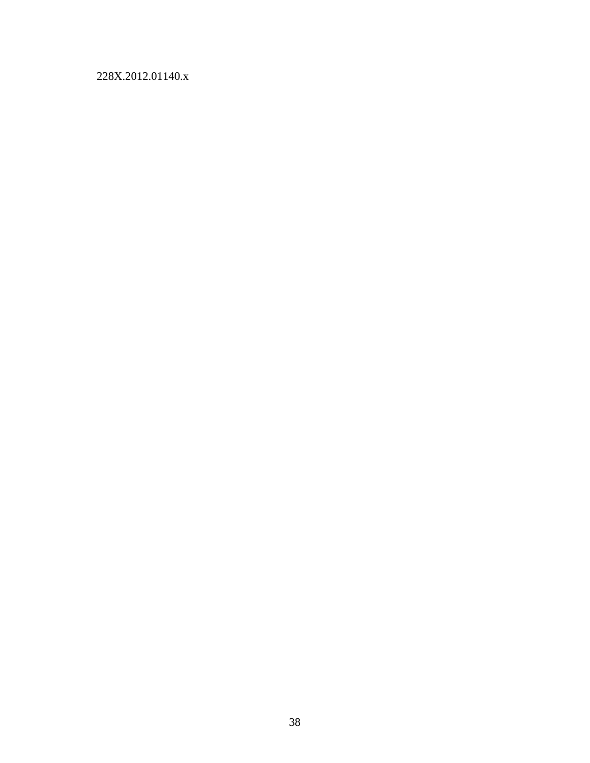228X.2012.01140.x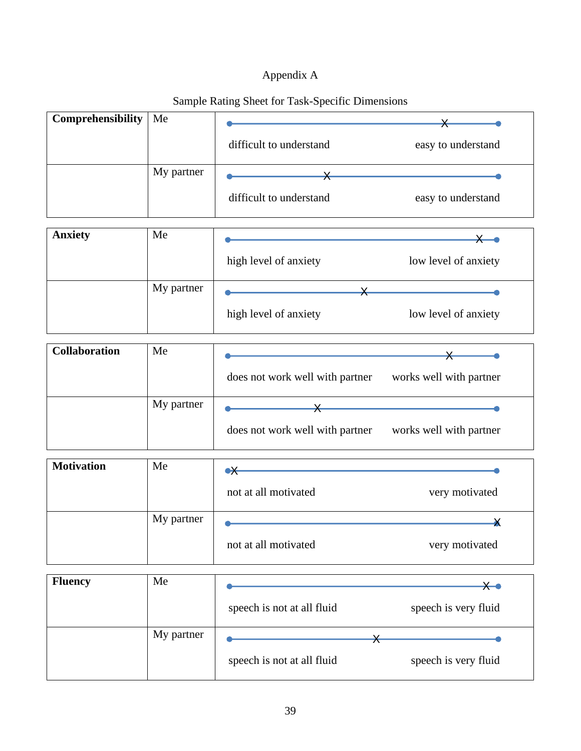Appendix A

Sample Rating Sheet for Task-Specific Dimensions

| **Comprehensibility** | Me | difficult to understand ———————————X—— easy to understand |
|---|---|---|
| | My partner | difficult to understand ————X———————— easy to understand |

| **Anxiety** | Me | high level of anxiety —————————————X— low level of anxiety |
|---|---|---|
| | My partner | high level of anxiety ——————X—————— low level of anxiety |

| **Collaboration** | Me | does not work well with partner ———————————X—— works well with partner |
|---|---|---|
| | My partner | does not work well with partner ————X———————— works well with partner |

| **Motivation** | Me | not at all motivated X———————————————— very motivated |
|---|---|---|
| | My partner | not at all motivated ————————————————X very motivated |

| **Fluency** | Me | speech is not at all fluid —————————————X— speech is very fluid |
|---|---|---|
| | My partner | speech is not at all fluid ———————X————— speech is very fluid |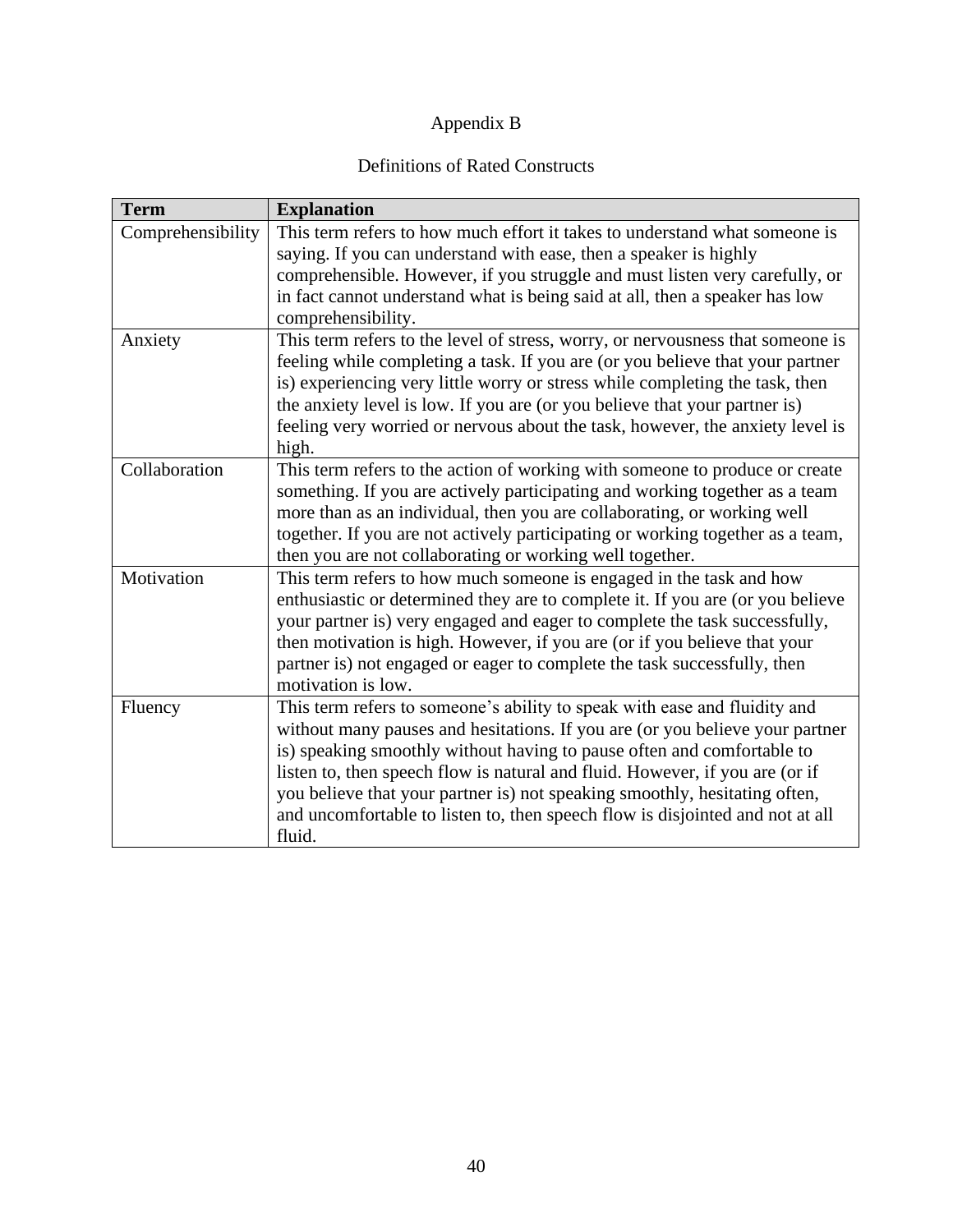# Appendix B

## Definitions of Rated Constructs

| **Term** | **Explanation** |
|---|---|
| Comprehensibility | This term refers to how much effort it takes to understand what someone is saying. If you can understand with ease, then a speaker is highly comprehensible. However, if you struggle and must listen very carefully, or in fact cannot understand what is being said at all, then a speaker has low comprehensibility. |
| Anxiety | This term refers to the level of stress, worry, or nervousness that someone is feeling while completing a task. If you are (or you believe that your partner is) experiencing very little worry or stress while completing the task, then the anxiety level is low. If you are (or you believe that your partner is) feeling very worried or nervous about the task, however, the anxiety level is high. |
| Collaboration | This term refers to the action of working with someone to produce or create something. If you are actively participating and working together as a team more than as an individual, then you are collaborating, or working well together. If you are not actively participating or working together as a team, then you are not collaborating or working well together. |
| Motivation | This term refers to how much someone is engaged in the task and how enthusiastic or determined they are to complete it. If you are (or you believe your partner is) very engaged and eager to complete the task successfully, then motivation is high. However, if you are (or if you believe that your partner is) not engaged or eager to complete the task successfully, then motivation is low. |
| Fluency | This term refers to someone's ability to speak with ease and fluidity and without many pauses and hesitations. If you are (or you believe your partner is) speaking smoothly without having to pause often and comfortable to listen to, then speech flow is natural and fluid. However, if you are (or if you believe that your partner is) not speaking smoothly, hesitating often, and uncomfortable to listen to, then speech flow is disjointed and not at all fluid. |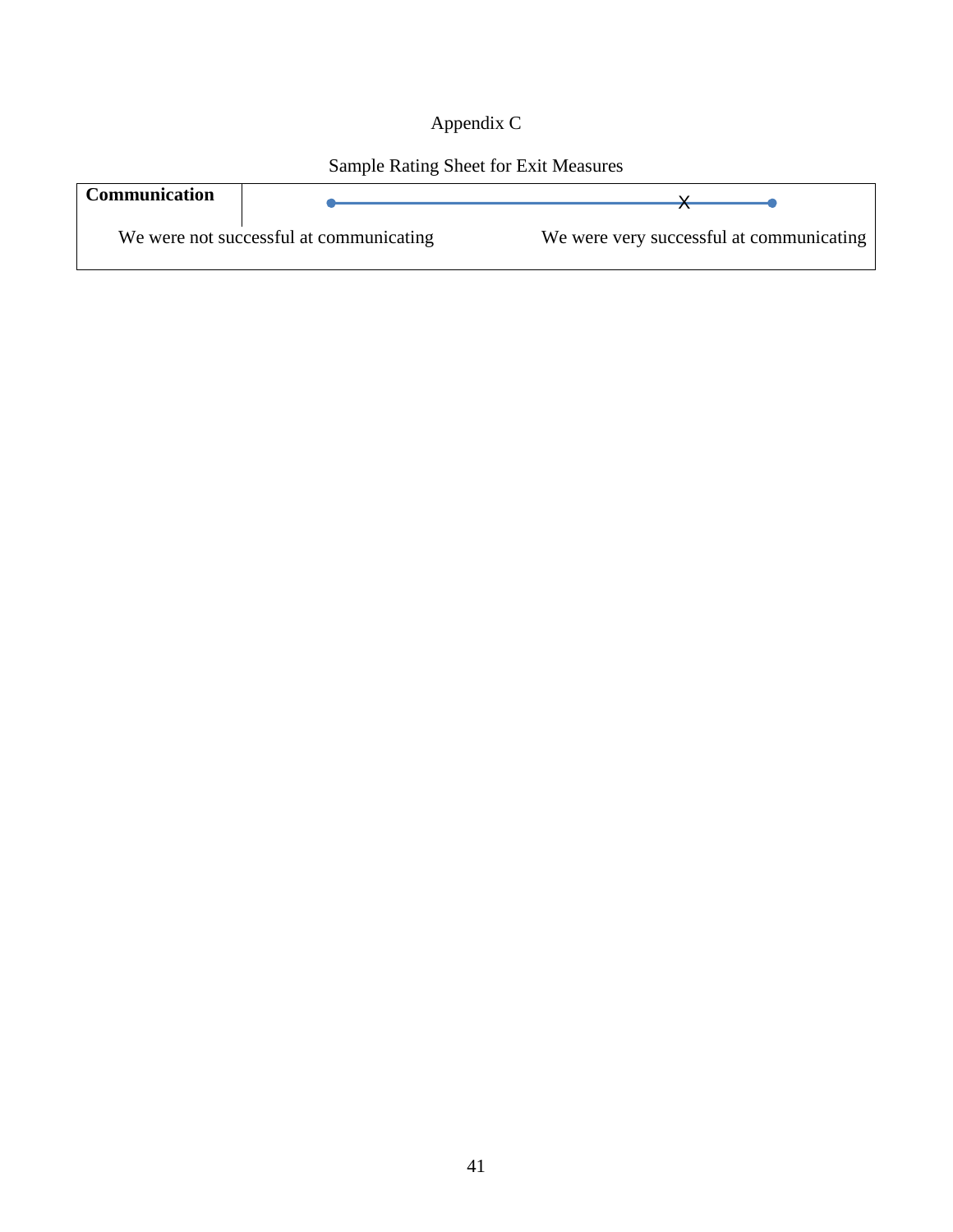Appendix C

Sample Rating Sheet for Exit Measures

| | | |
|---|---|---|
| **Communication** | | X |
| We were not successful at communicating | | We were very successful at communicating |